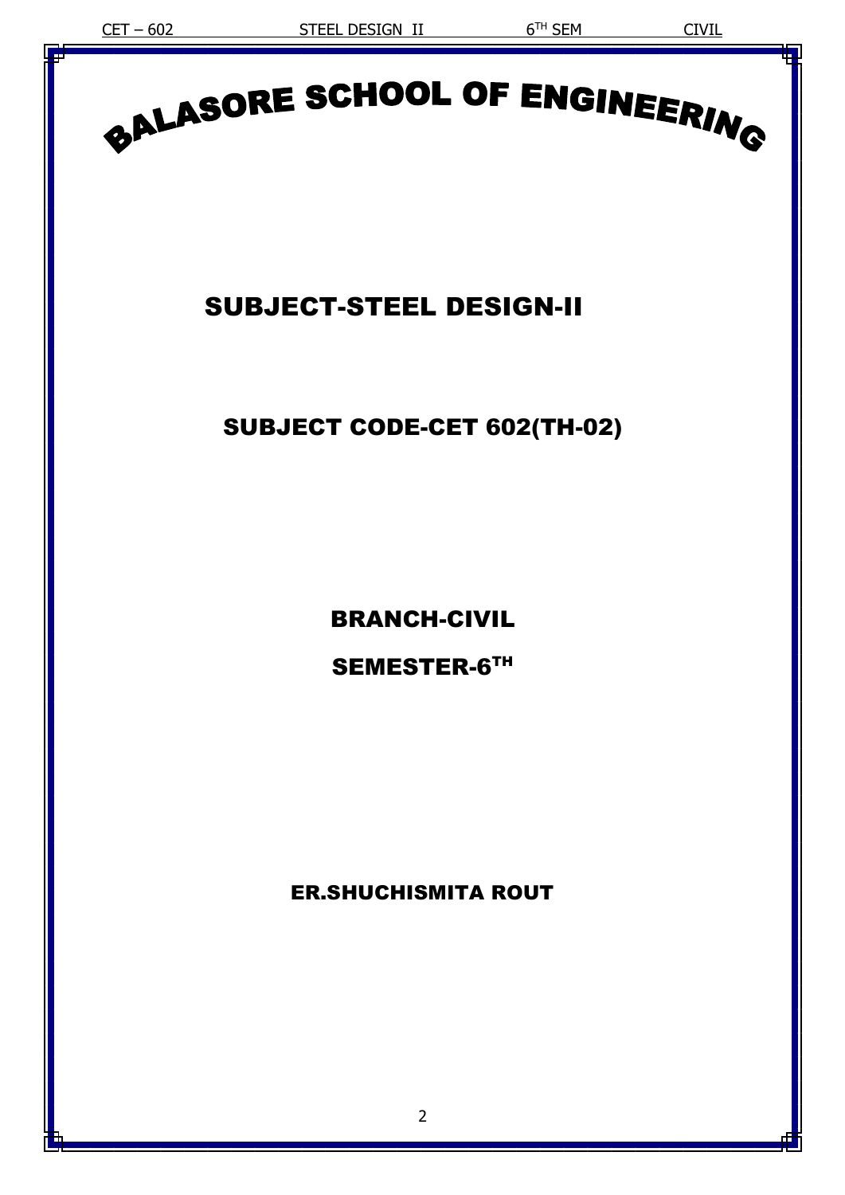# BALASORE SCHOOL OF ENGINEERING

## SUBJECT-STEEL DESIGN-II

## SUBJECT CODE-CET 602(TH-02)

## BRANCH-CIVIL

## SEMESTER-6TH

**ER.SHUCHISMITA ROUT**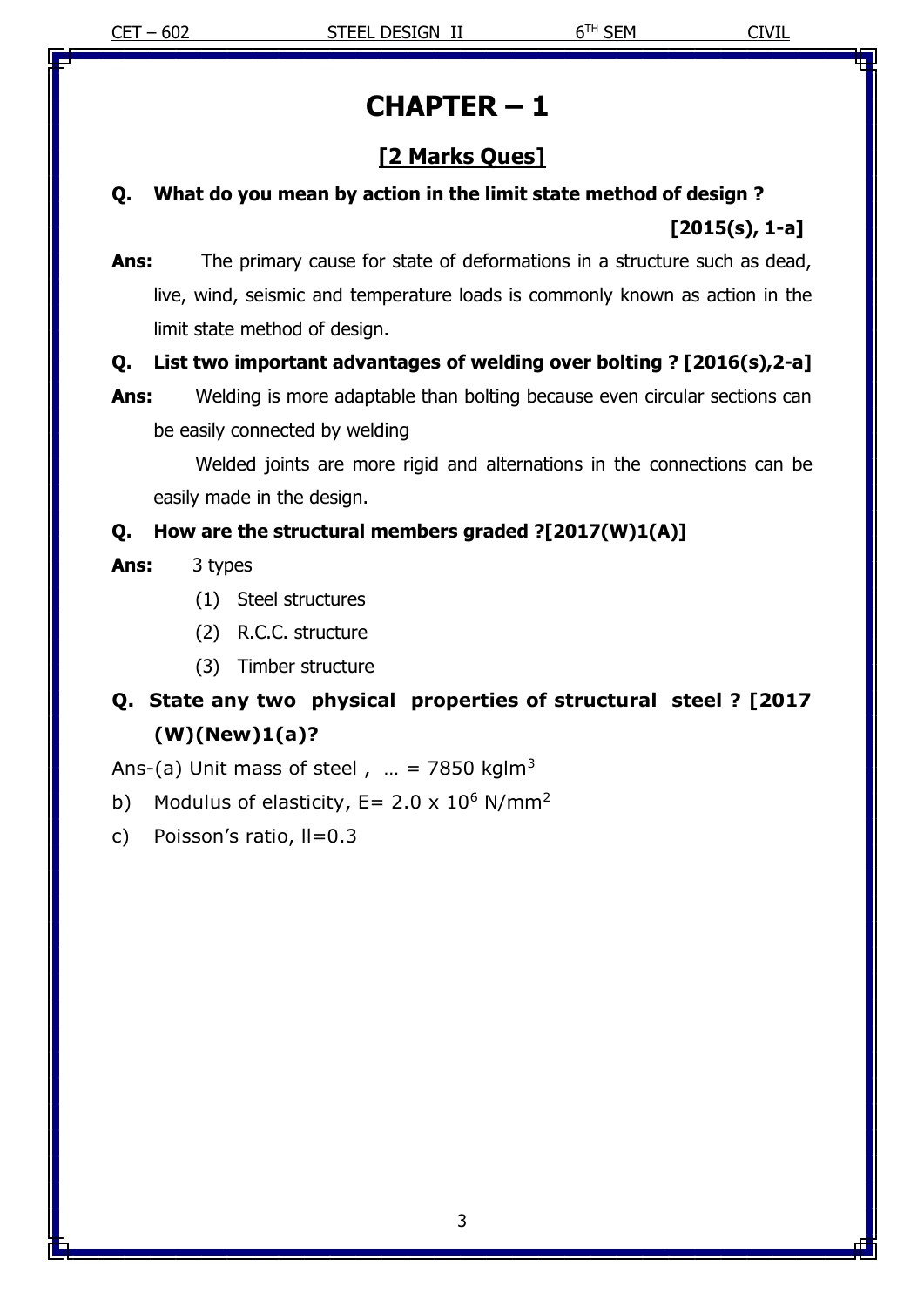# CHAPTER – 1

## [2 Marks Ques]

**Q. What do you mean by action in the limit state method of design ?**

**[2015(s), 1-a]**

**Ans:** The primary cause for state of deformations in a structure such as dead, live, wind, seismic and temperature loads is commonly known as action in the limit state method of design.

**Q. List two important advantages of welding over bolting ? [2016(s),2-a]**

**Ans:** Welding is more adaptable than bolting because even circular sections can be easily connected by welding

Welded joints are more rigid and alternations in the connections can be easily made in the design.

**Q. How are the structural members graded ?[2017(W)1(A)]**

**Ans:** 3 types

(1) Steel structures

(2) R.C.C. structure

(3) Timber structure

**Q. State any two physical properties of structural steel ? [2017 (W)(New)1(a)?**

Ans-(a) Unit mass of steel , … = 7850 kglm$^3$

b) Modulus of elasticity, E= 2.0 x 10$^6$ N/mm$^2$

c) Poisson's ratio, ll=0.3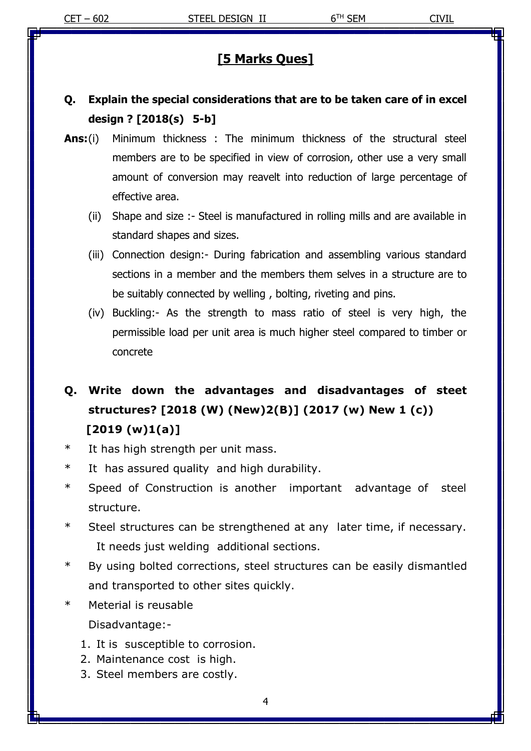## [5 Marks Ques]

**Q. Explain the special considerations that are to be taken care of in excel design ? [2018(s) 5-b]**

**Ans:** (i) Minimum thickness : The minimum thickness of the structural steel members are to be specified in view of corrosion, other use a very small amount of conversion may reavelt into reduction of large percentage of effective area.

(ii) Shape and size :- Steel is manufactured in rolling mills and are available in standard shapes and sizes.

(iii) Connection design:- During fabrication and assembling various standard sections in a member and the members them selves in a structure are to be suitably connected by welling , bolting, riveting and pins.

(iv) Buckling:- As the strength to mass ratio of steel is very high, the permissible load per unit area is much higher steel compared to timber or concrete

**Q. Write down the advantages and disadvantages of steet structures? [2018 (W) (New)2(B)] (2017 (w) New 1 (c)) [2019 (w)1(a)]**

- It has high strength per unit mass.
- It has assured quality and high durability.
- Speed of Construction is another important advantage of steel structure.
- Steel structures can be strengthened at any later time, if necessary. It needs just welding additional sections.
- By using bolted corrections, steel structures can be easily dismantled and transported to other sites quickly.
- Meterial is reusable

Disadvantage:-

1. It is susceptible to corrosion.
2. Maintenance cost is high.
3. Steel members are costly.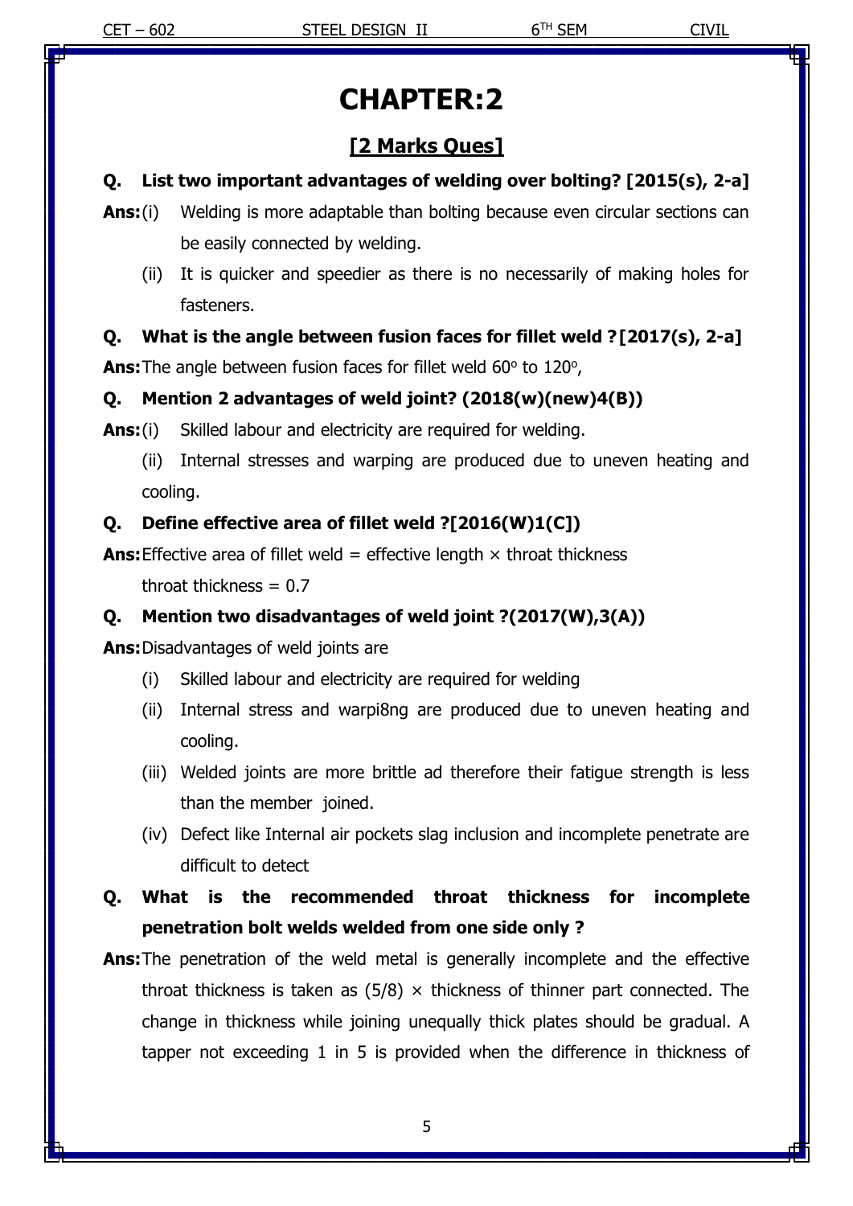# CHAPTER:2

## [2 Marks Ques]

**Q. List two important advantages of welding over bolting? [2015(s), 2-a]**

**Ans:** (i) Welding is more adaptable than bolting because even circular sections can be easily connected by welding.

(ii) It is quicker and speedier as there is no necessarily of making holes for fasteners.

**Q. What is the angle between fusion faces for fillet weld ? [2017(s), 2-a]**

**Ans:** The angle between fusion faces for fillet weld $60^o$ to $120^o$,

**Q. Mention 2 advantages of weld joint? (2018(w)(new)4(B))**

**Ans:** (i) Skilled labour and electricity are required for welding.

(ii) Internal stresses and warping are produced due to uneven heating and cooling.

**Q. Define effective area of fillet weld ?[2016(W)1(C])**

**Ans:** Effective area of fillet weld = effective length × throat thickness

throat thickness = 0.7

**Q. Mention two disadvantages of weld joint ?(2017(W),3(A))**

**Ans:** Disadvantages of weld joints are

(i) Skilled labour and electricity are required for welding

(ii) Internal stress and warpi8ng are produced due to uneven heating and cooling.

(iii) Welded joints are more brittle ad therefore their fatigue strength is less than the member joined.

(iv) Defect like Internal air pockets slag inclusion and incomplete penetrate are difficult to detect

**Q. What is the recommended throat thickness for incomplete penetration bolt welds welded from one side only ?**

**Ans:** The penetration of the weld metal is generally incomplete and the effective throat thickness is taken as (5/8) × thickness of thinner part connected. The change in thickness while joining unequally thick plates should be gradual. A tapper not exceeding 1 in 5 is provided when the difference in thickness of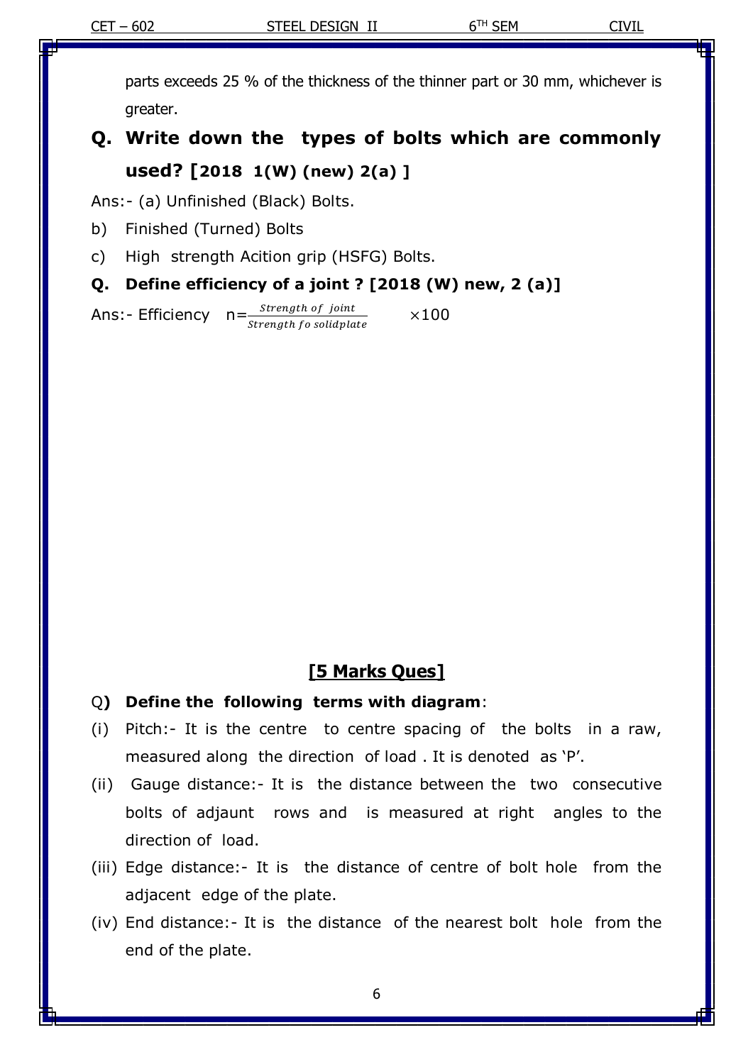parts exceeds 25 % of the thickness of the thinner part or 30 mm, whichever is greater.

## Q. Write down the types of bolts which are commonly used? [2018 1(W) (new) 2(a) ]

Ans:- (a) Unfinished (Black) Bolts.

b) Finished (Turned) Bolts

c) High strength Acition grip (HSFG) Bolts.

**Q. Define efficiency of a joint ? [2018 (W) new, 2 (a)]**

Ans:- Efficiency $n = \frac{Strength\ of\ joint}{Strength\ fo\ solidplate} \times 100$

## [5 Marks Ques]

Q**) Define the following terms with diagram**:

(i) Pitch:- It is the centre to centre spacing of the bolts in a raw, measured along the direction of load . It is denoted as 'P'.

(ii) Gauge distance:- It is the distance between the two consecutive bolts of adjaunt rows and is measured at right angles to the direction of load.

(iii) Edge distance:- It is the distance of centre of bolt hole from the adjacent edge of the plate.

(iv) End distance:- It is the distance of the nearest bolt hole from the end of the plate.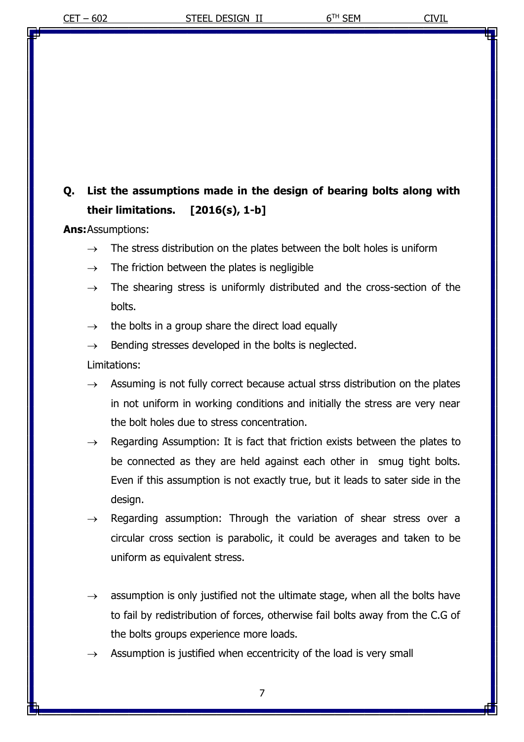**Q. List the assumptions made in the design of bearing bolts along with their limitations. [2016(s), 1-b]**

**Ans:** Assumptions:

- → The stress distribution on the plates between the bolt holes is uniform
- → The friction between the plates is negligible
- → The shearing stress is uniformly distributed and the cross-section of the bolts.
- → the bolts in a group share the direct load equally
- → Bending stresses developed in the bolts is neglected.

Limitations:

- → Assuming is not fully correct because actual strss distribution on the plates in not uniform in working conditions and initially the stress are very near the bolt holes due to stress concentration.
- → Regarding Assumption: It is fact that friction exists between the plates to be connected as they are held against each other in smug tight bolts. Even if this assumption is not exactly true, but it leads to sater side in the design.
- → Regarding assumption: Through the variation of shear stress over a circular cross section is parabolic, it could be averages and taken to be uniform as equivalent stress.
- → assumption is only justified not the ultimate stage, when all the bolts have to fail by redistribution of forces, otherwise fail bolts away from the C.G of the bolts groups experience more loads.
- → Assumption is justified when eccentricity of the load is very small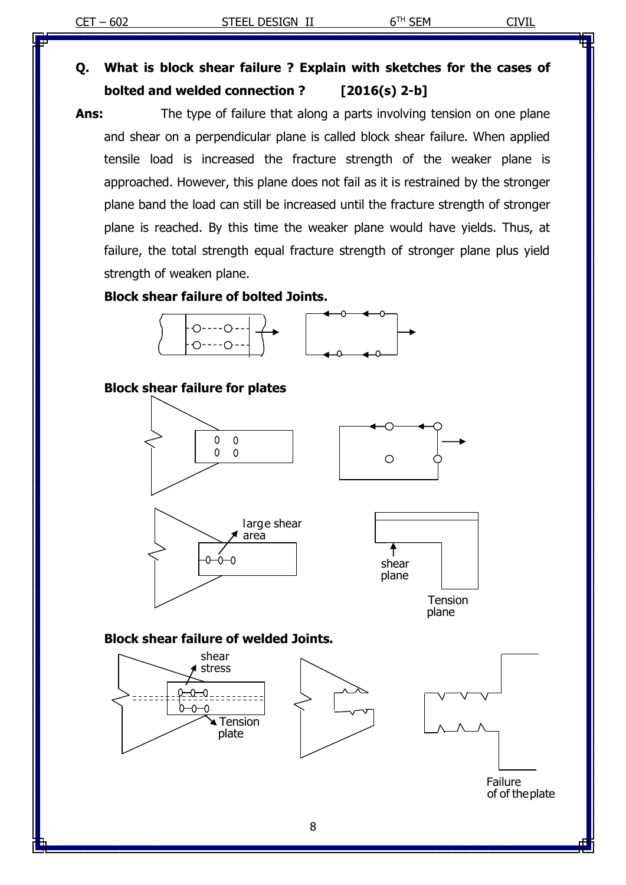**Q. What is block shear failure ? Explain with sketches for the cases of bolted and welded connection ? [2016(s) 2-b]**

**Ans:** The type of failure that along a parts involving tension on one plane and shear on a perpendicular plane is called block shear failure. When applied tensile load is increased the fracture strength of the weaker plane is approached. However, this plane does not fail as it is restrained by the stronger plane band the load can still be increased until the fracture strength of stronger plane is reached. By this time the weaker plane would have yields. Thus, at failure, the total strength equal fracture strength of stronger plane plus yield strength of weaken plane.

**Block shear failure of bolted Joints.**

**Block shear failure for plates**

large shear area

shear plane

Tension plane

**Block shear failure of welded Joints.**

shear stress

Tension plate

Failure of of the plate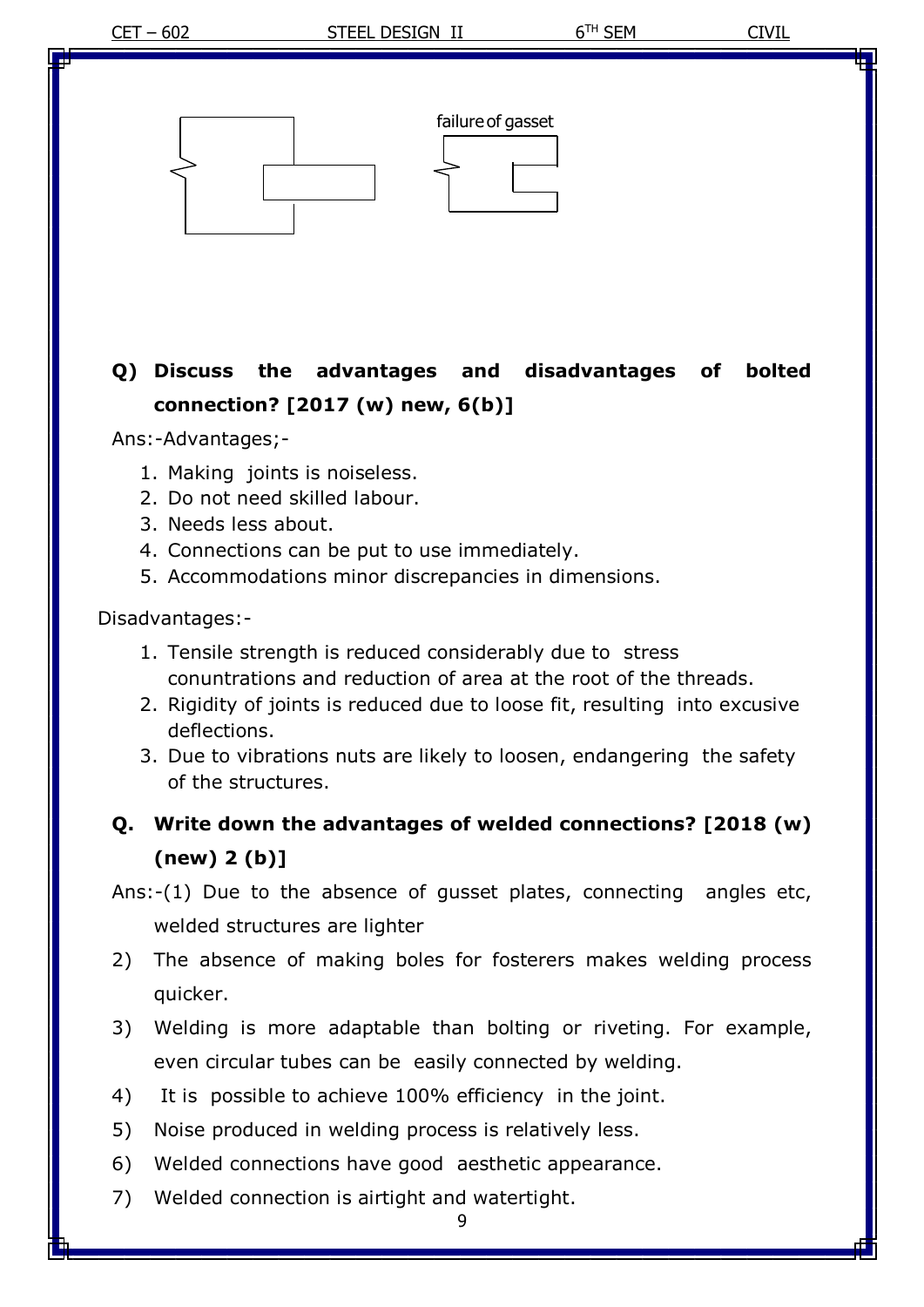failure of gasset

**Q) Discuss the advantages and disadvantages of bolted connection? [2017 (w) new, 6(b)]**

Ans:-Advantages;-

1. Making joints is noiseless.
2. Do not need skilled labour.
3. Needs less about.
4. Connections can be put to use immediately.
5. Accommodations minor discrepancies in dimensions.

Disadvantages:-

1. Tensile strength is reduced considerably due to stress conuntrations and reduction of area at the root of the threads.
2. Rigidity of joints is reduced due to loose fit, resulting into excusive deflections.
3. Due to vibrations nuts are likely to loosen, endangering the safety of the structures.

**Q. Write down the advantages of welded connections? [2018 (w) (new) 2 (b)]**

Ans:-(1) Due to the absence of gusset plates, connecting angles etc, welded structures are lighter

2) The absence of making boles for fosterers makes welding process quicker.
3) Welding is more adaptable than bolting or riveting. For example, even circular tubes can be easily connected by welding.
4) It is possible to achieve 100% efficiency in the joint.
5) Noise produced in welding process is relatively less.
6) Welded connections have good aesthetic appearance.
7) Welded connection is airtight and watertight.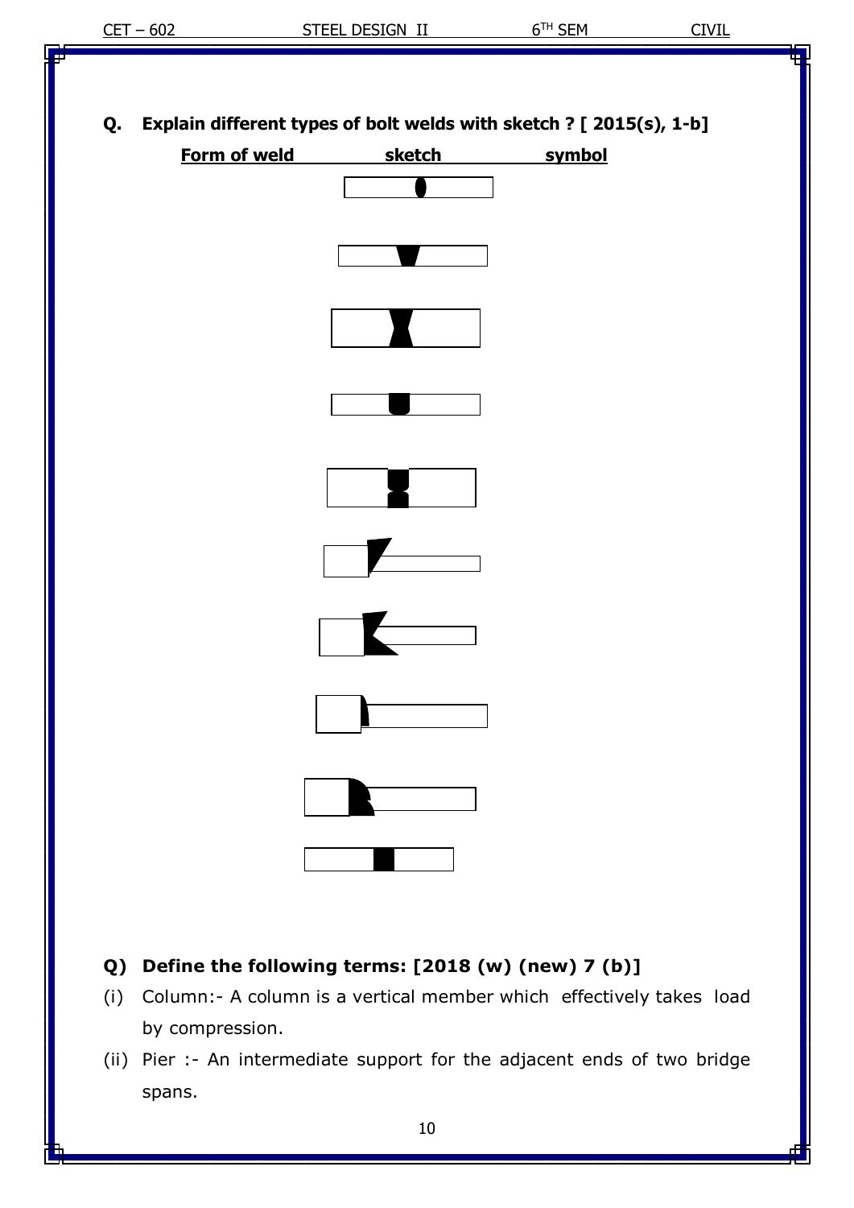**Q. Explain different types of bolt welds with sketch ? [ 2015(s), 1-b]**

| Form of weld | sketch | symbol |
|---|---|---|

**Q) Define the following terms: [2018 (w) (new) 7 (b)]**

(i) Column:- A column is a vertical member which effectively takes load by compression.

(ii) Pier :- An intermediate support for the adjacent ends of two bridge spans.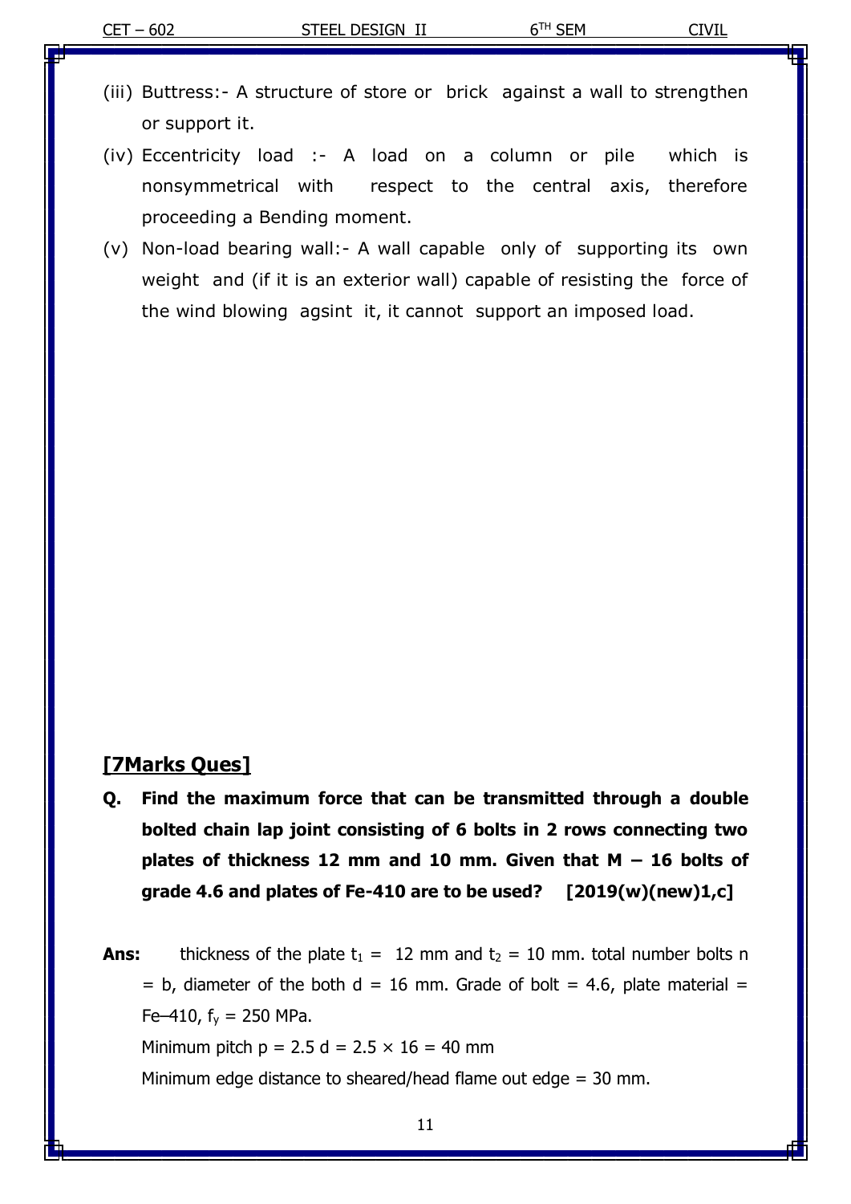(iii) Buttress:- A structure of store or brick against a wall to strengthen or support it.

(iv) Eccentricity load :- A load on a column or pile which is nonsymmetrical with respect to the central axis, therefore proceeding a Bending moment.

(v) Non-load bearing wall:- A wall capable only of supporting its own weight and (if it is an exterior wall) capable of resisting the force of the wind blowing agsint it, it cannot support an imposed load.

## [7Marks Ques]

**Q. Find the maximum force that can be transmitted through a double bolted chain lap joint consisting of 6 bolts in 2 rows connecting two plates of thickness 12 mm and 10 mm. Given that M – 16 bolts of grade 4.6 and plates of Fe-410 are to be used? [2019(w)(new)1,c]**

**Ans:** thickness of the plate $t_1$ = 12 mm and $t_2$ = 10 mm. total number bolts n = b, diameter of the both d = 16 mm. Grade of bolt = 4.6, plate material = Fe–410, $f_y$ = 250 MPa.

Minimum pitch p = 2.5 d = 2.5 × 16 = 40 mm

Minimum edge distance to sheared/head flame out edge = 30 mm.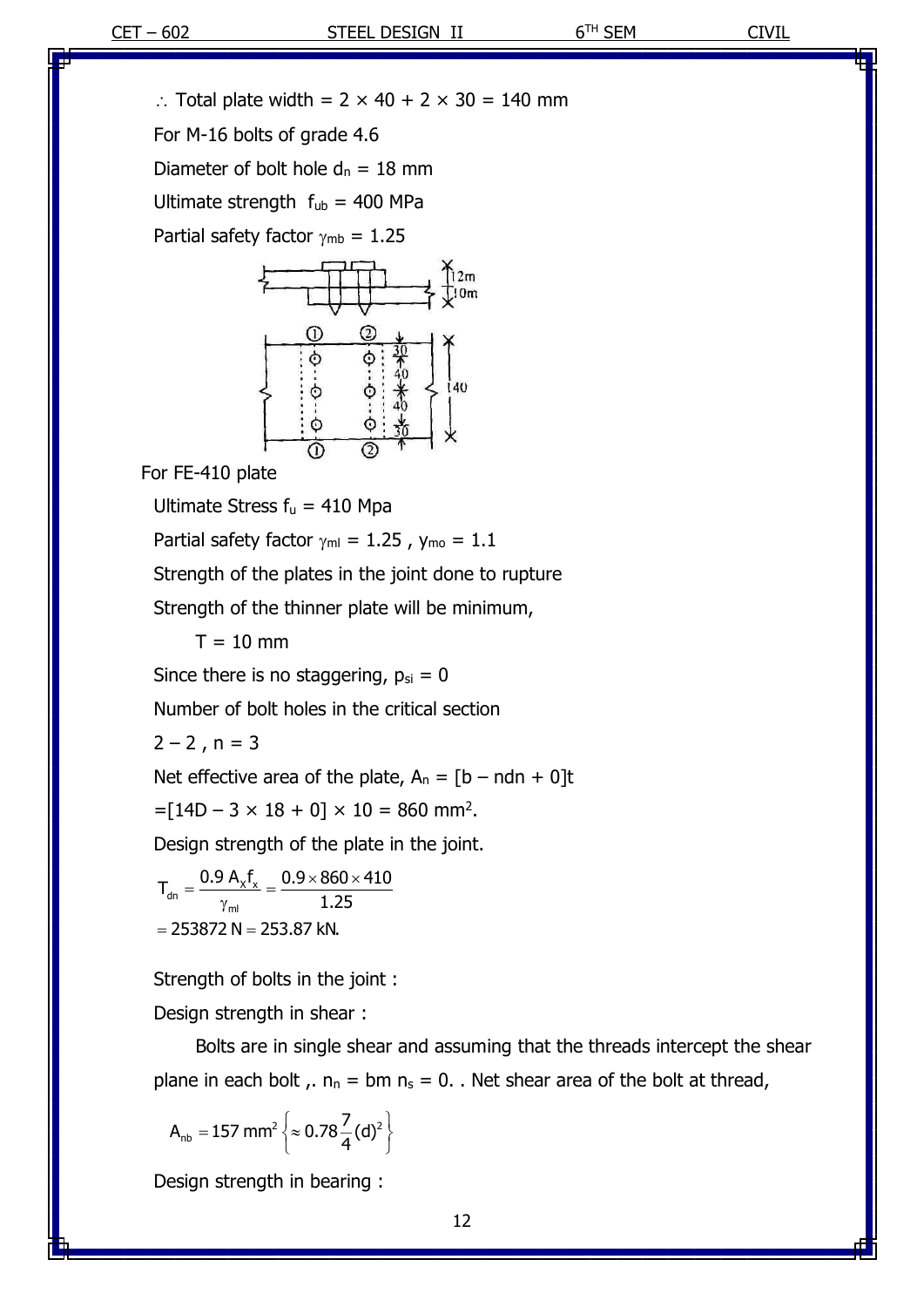∴ Total plate width = 2 × 40 + 2 × 30 = 140 mm

For M-16 bolts of grade 4.6

Diameter of bolt hole $d_n$ = 18 mm

Ultimate strength $f_{ub}$ = 400 MPa

Partial safety factor $\gamma_{mb}$ = 1.25

For FE-410 plate

Ultimate Stress $f_u$ = 410 Mpa

Partial safety factor $\gamma_{ml}$ = 1.25 , $\gamma_{mo}$ = 1.1

Strength of the plates in the joint done to rupture

Strength of the thinner plate will be minimum,

T = 10 mm

Since there is no staggering, $p_{si}$ = 0

Number of bolt holes in the critical section

2 – 2 , n = 3

Net effective area of the plate, $A_n = [b - nd_n + 0]t$

$=[14D - 3 \times 18 + 0] \times 10 = 860$ mm$^2$.

Design strength of the plate in the joint.

$$T_{dn} = \frac{0.9\, A_x f_x}{\gamma_{ml}} = \frac{0.9 \times 860 \times 410}{1.25}$$

$$= 253872\text{ N} = 253.87\text{ kN.}$$

Strength of bolts in the joint :

Design strength in shear :

Bolts are in single shear and assuming that the threads intercept the shear plane in each bolt ,. $n_n$ = bm $n_s$ = 0. . Net shear area of the bolt at thread,

$$A_{nb} = 157\text{ mm}^2 \left\{ \approx 0.78 \frac{7}{4} (d)^2 \right\}$$

Design strength in bearing :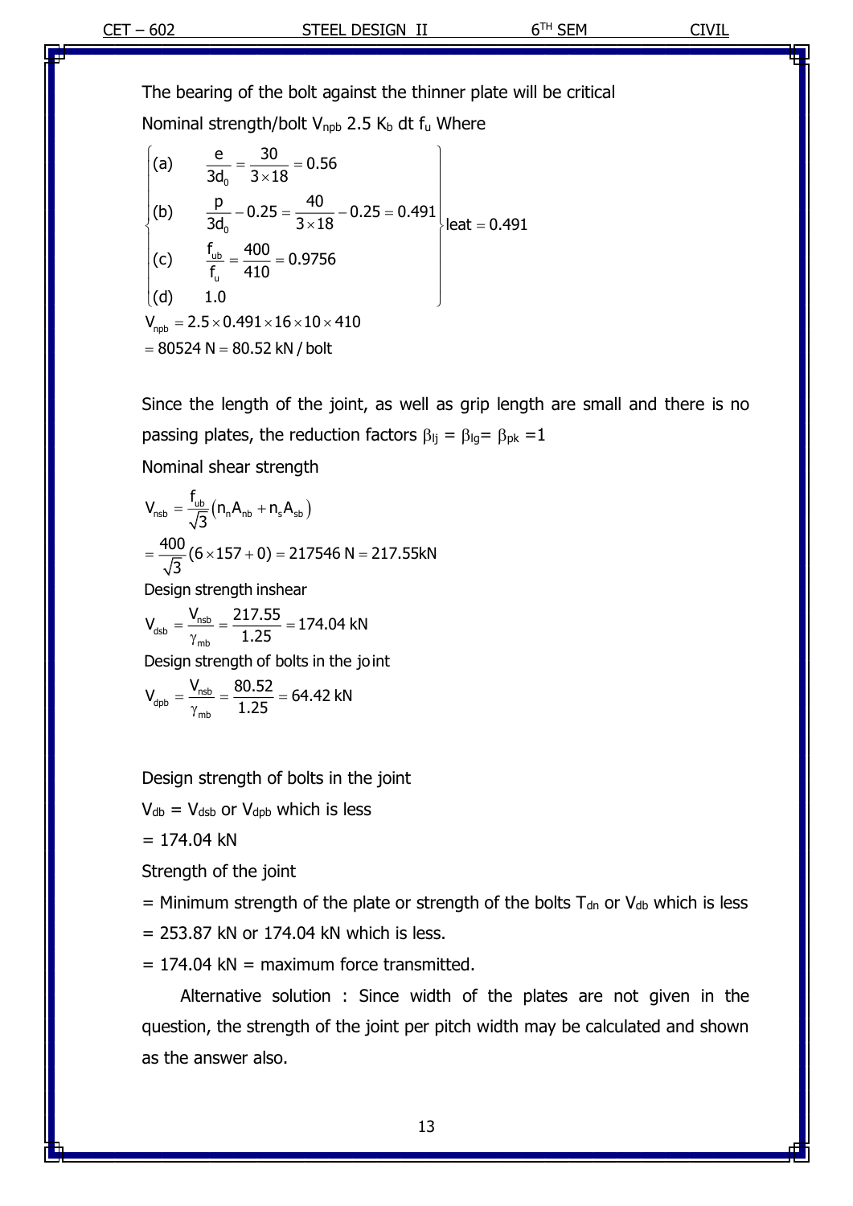The bearing of the bolt against the thinner plate will be critical

Nominal strength/bolt $V_{npb}$ 2.5 $K_b$ dt $f_u$ Where

$$\left\{\begin{array}{ll} \text{(a)} & \dfrac{e}{3d_0} = \dfrac{30}{3 \times 18} = 0.56 \\ \text{(b)} & \dfrac{p}{3d_0} - 0.25 = \dfrac{40}{3 \times 18} - 0.25 = 0.491 \\ \text{(c)} & \dfrac{f_{ub}}{f_u} = \dfrac{400}{410} = 0.9756 \\ \text{(d)} & 1.0 \end{array}\right\} \text{leat} = 0.491$$

$$V_{npb} = 2.5 \times 0.491 \times 16 \times 10 \times 410$$

$$= 80524 \text{ N} = 80.52 \text{ kN / bolt}$$

Since the length of the joint, as well as grip length are small and there is no passing plates, the reduction factors $\beta_{lj} = \beta_{lg} = \beta_{pk} = 1$

Nominal shear strength

$$V_{nsb} = \frac{f_{ub}}{\sqrt{3}}\left(n_n A_{nb} + n_s A_{sb}\right)$$

$$= \frac{400}{\sqrt{3}}(6 \times 157 + 0) = 217546 \text{ N} = 217.55 \text{kN}$$

Design strength inshear

$$V_{dsb} = \frac{V_{nsb}}{\gamma_{mb}} = \frac{217.55}{1.25} = 174.04 \text{ kN}$$

Design strength of bolts in the joint

$$V_{dpb} = \frac{V_{nsb}}{\gamma_{mb}} = \frac{80.52}{1.25} = 64.42 \text{ kN}$$

Design strength of bolts in the joint

$V_{db}$ = $V_{dsb}$ or $V_{dpb}$ which is less

= 174.04 kN

Strength of the joint

= Minimum strength of the plate or strength of the bolts $T_{dn}$ or $V_{db}$ which is less

= 253.87 kN or 174.04 kN which is less.

= 174.04 kN = maximum force transmitted.

Alternative solution : Since width of the plates are not given in the question, the strength of the joint per pitch width may be calculated and shown as the answer also.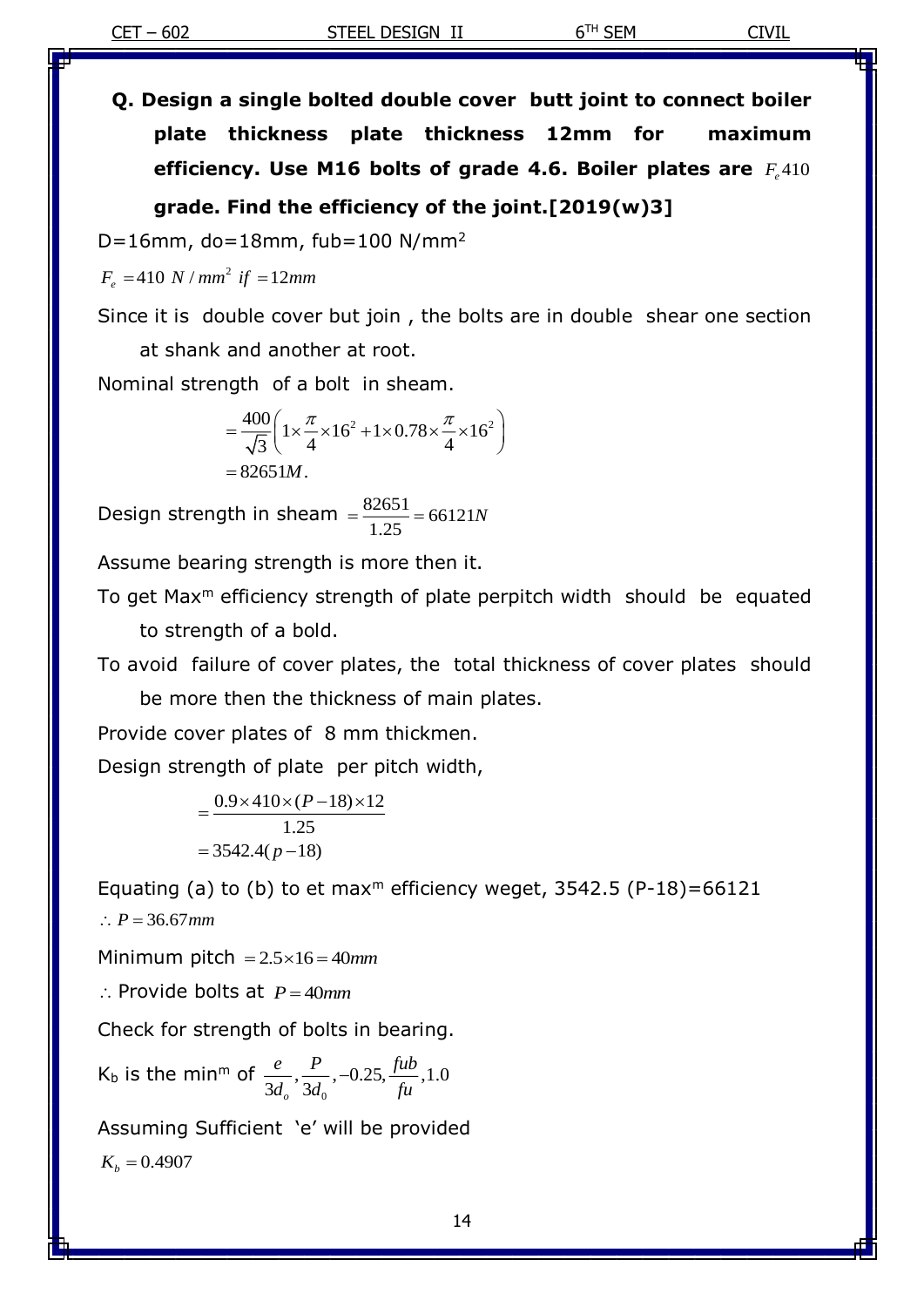**Q. Design a single bolted double cover butt joint to connect boiler plate thickness plate thickness 12mm for maximum efficiency. Use M16 bolts of grade 4.6. Boiler plates are $F_e 410$ grade. Find the efficiency of the joint.[2019(w)3]**

D=16mm, do=18mm, fub=100 N/mm$^2$

$F_e = 410\ N/mm^2\ if = 12mm$

Since it is double cover but join , the bolts are in double shear one section at shank and another at root.

Nominal strength of a bolt in sheam.

$$= \frac{400}{\sqrt{3}}\left(1\times\frac{\pi}{4}\times16^2 + 1\times0.78\times\frac{\pi}{4}\times16^2\right)$$
$$= 82651M.$$

Design strength in sheam $= \frac{82651}{1.25} = 66121N$

Assume bearing strength is more then it.

To get Max$^m$ efficiency strength of plate perpitch width should be equated to strength of a bold.

To avoid failure of cover plates, the total thickness of cover plates should be more then the thickness of main plates.

Provide cover plates of 8 mm thickmen.

Design strength of plate per pitch width,

$$= \frac{0.9\times410\times(P-18)\times12}{1.25}$$
$$= 3542.4(p-18)$$

Equating (a) to (b) to et max$^m$ efficiency weget, 3542.5 (P-18)=66121

$\therefore P = 36.67mm$

Minimum pitch $= 2.5\times16 = 40mm$

$\therefore$ Provide bolts at $P = 40mm$

Check for strength of bolts in bearing.

$K_b$ is the min$^m$ of $\frac{e}{3d_o}, \frac{P}{3d_0}, -0.25, \frac{fub}{fu}, 1.0$

Assuming Sufficient 'e' will be provided

$K_b = 0.4907$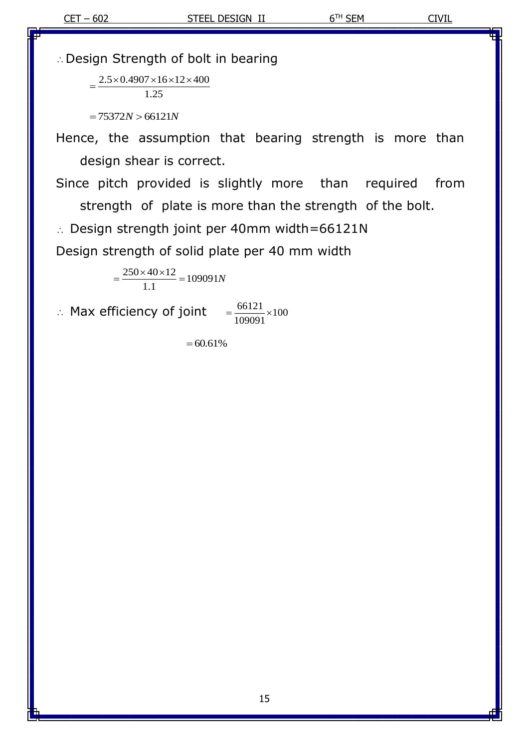$\therefore$ Design Strength of bolt in bearing

$$= \frac{2.5 \times 0.4907 \times 16 \times 12 \times 400}{1.25}$$

$$= 75372N > 66121N$$

Hence, the assumption that bearing strength is more than design shear is correct.

Since pitch provided is slightly more than required from strength of plate is more than the strength of the bolt.

$\therefore$ Design strength joint per 40mm width=66121N

Design strength of solid plate per 40 mm width

$$= \frac{250 \times 40 \times 12}{1.1} = 109091N$$

$\therefore$ Max efficiency of joint $= \frac{66121}{109091} \times 100$

$$= 60.61\%$$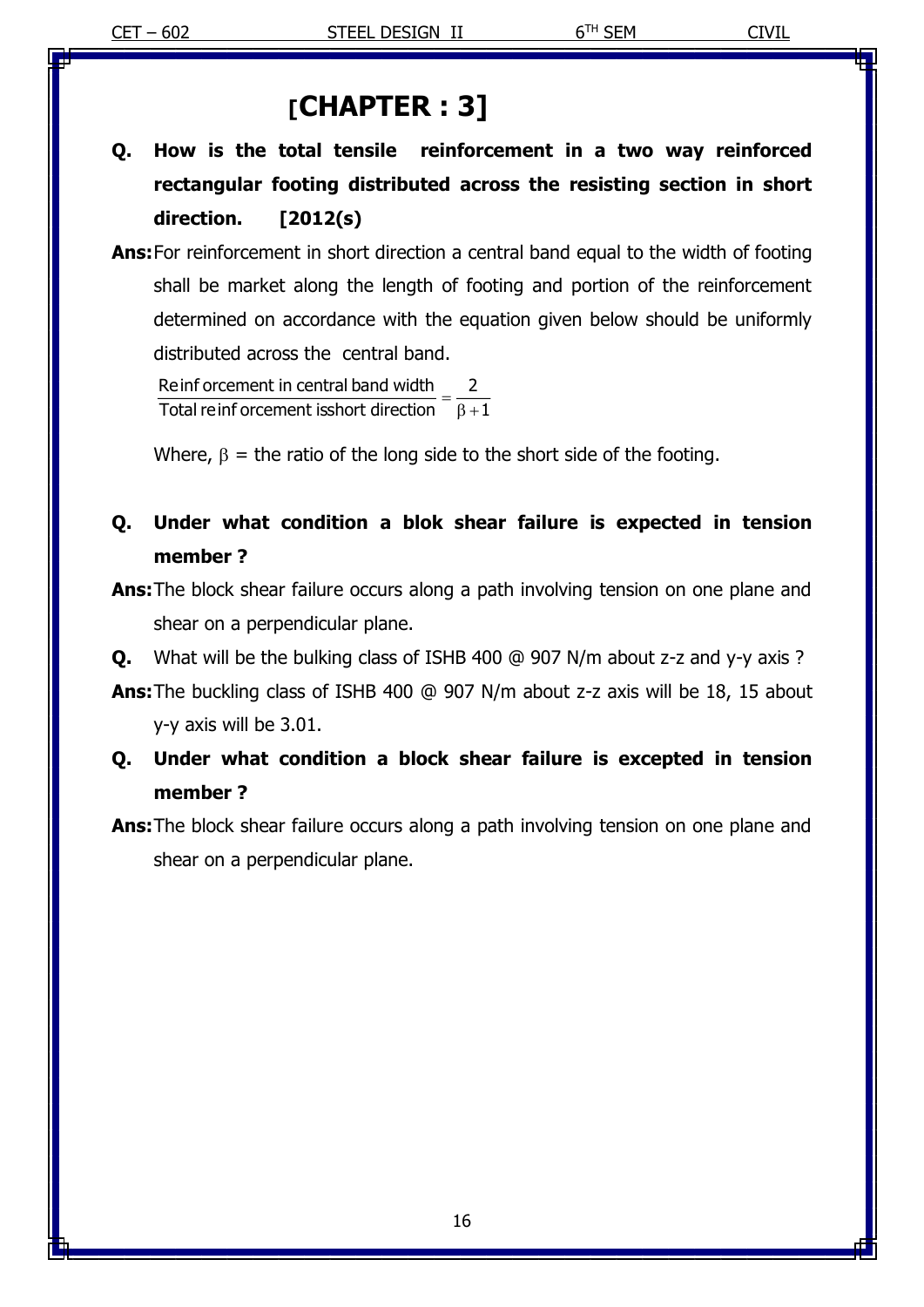# [CHAPTER : 3]

**Q. How is the total tensile reinforcement in a two way reinforced rectangular footing distributed across the resisting section in short direction. [2012(s)**

**Ans:** For reinforcement in short direction a central band equal to the width of footing shall be market along the length of footing and portion of the reinforcement determined on accordance with the equation given below should be uniformly distributed across the central band.

$$\frac{\text{Reinforcement in central band width}}{\text{Total reinforcement isshort direction}} = \frac{2}{\beta + 1}$$

Where, $\beta$ = the ratio of the long side to the short side of the footing.

**Q. Under what condition a blok shear failure is expected in tension member ?**

**Ans:** The block shear failure occurs along a path involving tension on one plane and shear on a perpendicular plane.

**Q.** What will be the bulking class of ISHB 400 @ 907 N/m about z-z and y-y axis ?

**Ans:** The buckling class of ISHB 400 @ 907 N/m about z-z axis will be 18, 15 about y-y axis will be 3.01.

**Q. Under what condition a block shear failure is excepted in tension member ?**

**Ans:** The block shear failure occurs along a path involving tension on one plane and shear on a perpendicular plane.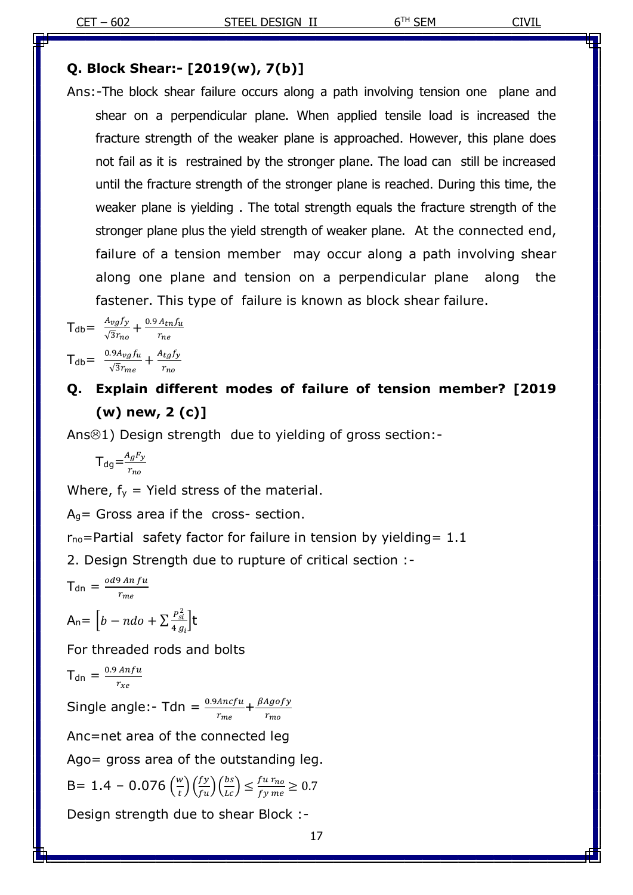**Q. Block Shear:- [2019(w), 7(b)]**

Ans:-The block shear failure occurs along a path involving tension one plane and shear on a perpendicular plane. When applied tensile load is increased the fracture strength of the weaker plane is approached. However, this plane does not fail as it is restrained by the stronger plane. The load can still be increased until the fracture strength of the stronger plane is reached. During this time, the weaker plane is yielding . The total strength equals the fracture strength of the stronger plane plus the yield strength of weaker plane. At the connected end, failure of a tension member may occur along a path involving shear along one plane and tension on a perpendicular plane along the fastener. This type of failure is known as block shear failure.

$T_{db} = \frac{A_{vg} f_y}{\sqrt{3} r_{no}} + \frac{0.9 A_{tn} f_u}{r_{ne}}$

$T_{db} = \frac{0.9 A_{vg} f_u}{\sqrt{3} r_{me}} + \frac{A_{tg} f_y}{r_{no}}$

## Q. Explain different modes of failure of tension member? [2019 (w) new, 2 (c)]

Ans☹1) Design strength due to yielding of gross section:-

$T_{dg} = \frac{A_g F_y}{r_{no}}$

Where, $f_y$ = Yield stress of the material.

$A_g$ = Gross area if the cross- section.

$r_{no}$ = Partial safety factor for failure in tension by yielding= 1.1

2. Design Strength due to rupture of critical section :-

$T_{dn} = \frac{od9\ An\ fu}{r_{me}}$

$A_n = \left[b - ndo + \sum \frac{P_{si}^2}{4\ g_i}\right] t$

For threaded rods and bolts

$T_{dn} = \frac{0.9\ Anfu}{r_{xe}}$

Single angle:- Tdn $= \frac{0.9Ancfu}{r_{me}} + \frac{\beta Agofy}{r_{mo}}$

Anc=net area of the connected leg

Ago= gross area of the outstanding leg.

B= $1.4 - 0.076 \left(\frac{w}{t}\right)\left(\frac{fy}{fu}\right)\left(\frac{bs}{Lc}\right) \leq \frac{fu\ r_{no}}{fy\ me} \geq 0.7$

Design strength due to shear Block :-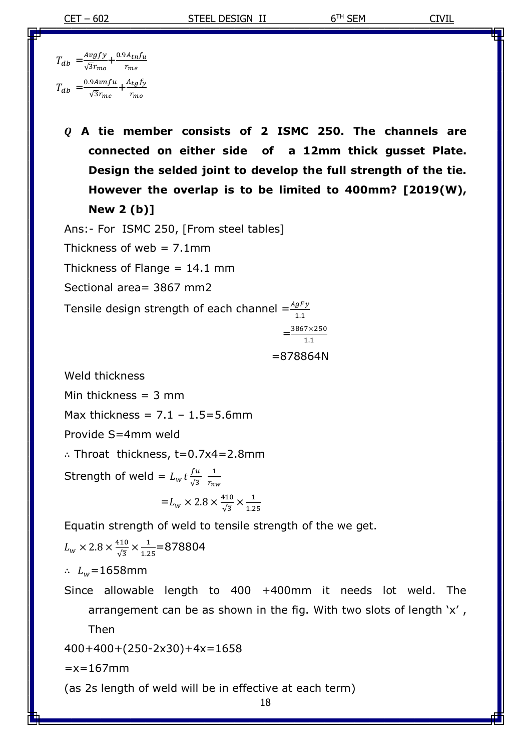$T_{db} = \frac{Avgfy}{\sqrt{3}r_{mo}} + \frac{0.9A_{tn}f_u}{r_{me}}$

$T_{db} = \frac{0.9Avnfu}{\sqrt{3}r_{me}} + \frac{A_{tg}f_y}{r_{mo}}$

***Q*** **A tie member consists of 2 ISMC 250. The channels are connected on either side of a 12mm thick gusset Plate. Design the selded joint to develop the full strength of the tie. However the overlap is to be limited to 400mm? [2019(W), New 2 (b)]**

Ans:- For ISMC 250, [From steel tables]

Thickness of web = 7.1mm

Thickness of Flange = 14.1 mm

Sectional area= 3867 mm2

Tensile design strength of each channel $= \frac{AgFy}{1.1}$

$= \frac{3867 \times 250}{1.1}$

=878864N

Weld thickness

Min thickness = 3 mm

Max thickness = 7.1 – 1.5=5.6mm

Provide S=4mm weld

∴ Throat thickness, t=0.7x4=2.8mm

Strength of weld = $L_w \, t \frac{fu}{\sqrt{3}} \; \frac{1}{r_{nw}}$

$= L_w \times 2.8 \times \frac{410}{\sqrt{3}} \times \frac{1}{1.25}$

Equatin strength of weld to tensile strength of the we get.

$L_w \times 2.8 \times \frac{410}{\sqrt{3}} \times \frac{1}{1.25}$=878804

∴ $L_w$=1658mm

Since allowable length to 400 +400mm it needs lot weld. The arrangement can be as shown in the fig. With two slots of length 'x' , Then

400+400+(250-2x30)+4x=1658

=x=167mm

(as 2s length of weld will be in effective at each term)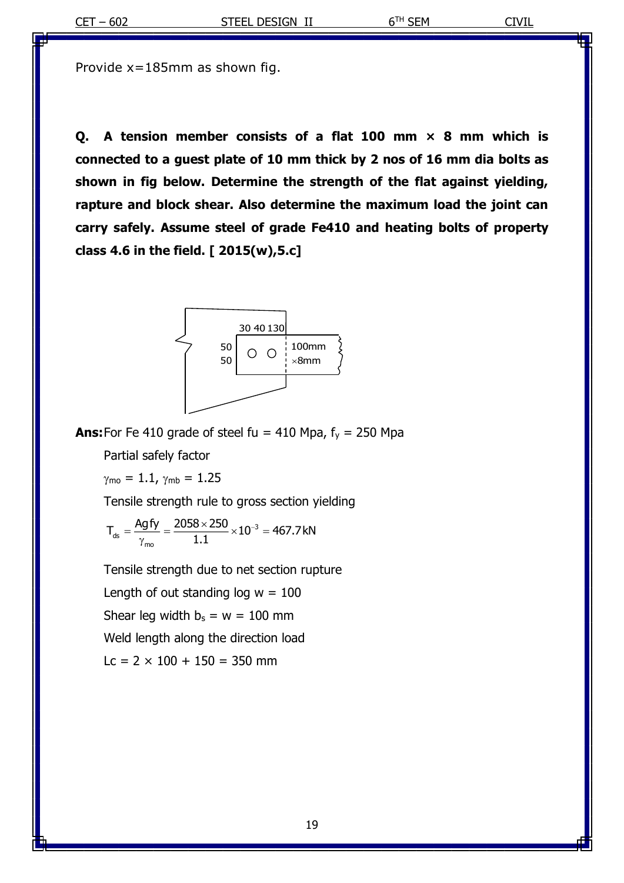Provide x=185mm as shown fig.

**Q. A tension member consists of a flat 100 mm × 8 mm which is connected to a guest plate of 10 mm thick by 2 nos of 16 mm dia bolts as shown in fig below. Determine the strength of the flat against yielding, rapture and block shear. Also determine the maximum load the joint can carry safely. Assume steel of grade Fe410 and heating bolts of property class 4.6 in the field. [ 2015(w),5.c]**

30 40 130

50

50

100mm ×8mm

**Ans:** For Fe 410 grade of steel fu = 410 Mpa, $f_y$ = 250 Mpa

Partial safely factor

$\gamma_{mo} = 1.1$, $\gamma_{mb} = 1.25$

Tensile strength rule to gross section yielding

$$T_{ds} = \frac{Ag fy}{\gamma_{mo}} = \frac{2058 \times 250}{1.1} \times 10^{-3} = 467.7\text{kN}$$

Tensile strength due to net section rupture

Length of out standing log w = 100

Shear leg width $b_s$ = w = 100 mm

Weld length along the direction load

Lc = 2 × 100 + 150 = 350 mm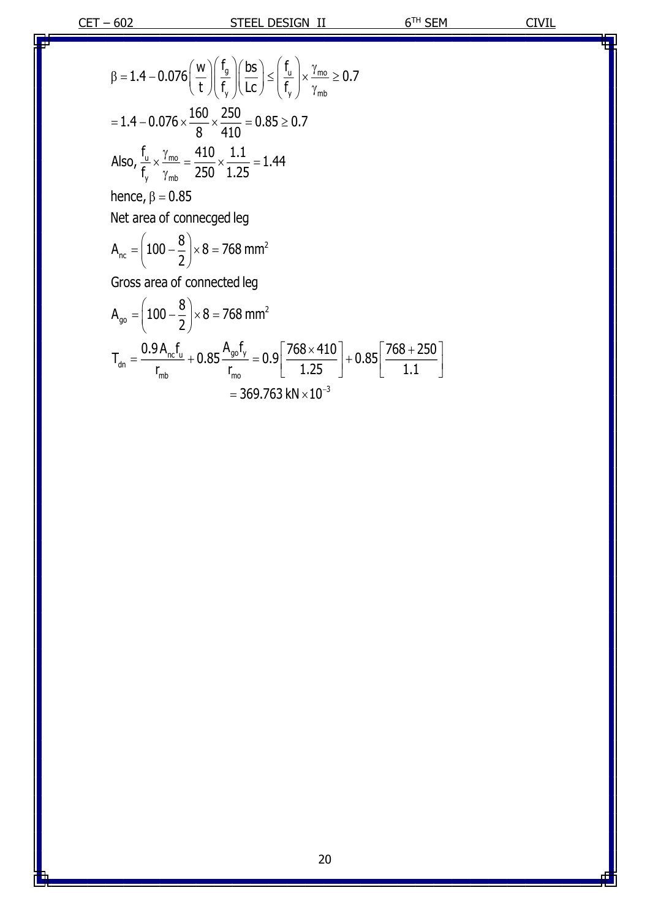$$\beta = 1.4 - 0.076\left(\frac{w}{t}\right)\left(\frac{f_g}{f_y}\right)\left(\frac{bs}{Lc}\right) \leq \left(\frac{f_u}{f_y}\right) \times \frac{\gamma_{mo}}{\gamma_{mb}} \geq 0.7$$

$$= 1.4 - 0.076 \times \frac{160}{8} \times \frac{250}{410} = 0.85 \geq 0.7$$

Also, $\frac{f_u}{f_y} \times \frac{\gamma_{mo}}{\gamma_{mb}} = \frac{410}{250} \times \frac{1.1}{1.25} = 1.44$

hence, $\beta = 0.85$

Net area of connecged leg

$$A_{nc} = \left(100 - \frac{8}{2}\right) \times 8 = 768 \text{ mm}^2$$

Gross area of connected leg

$$A_{go} = \left(100 - \frac{8}{2}\right) \times 8 = 768 \text{ mm}^2$$

$$T_{dn} = \frac{0.9 A_{nc} f_u}{r_{mb}} + 0.85 \frac{A_{go} f_y}{r_{mo}} = 0.9\left[\frac{768 \times 410}{1.25}\right] + 0.85\left[\frac{768 + 250}{1.1}\right]$$

$$= 369.763 \text{ kN} \times 10^{-3}$$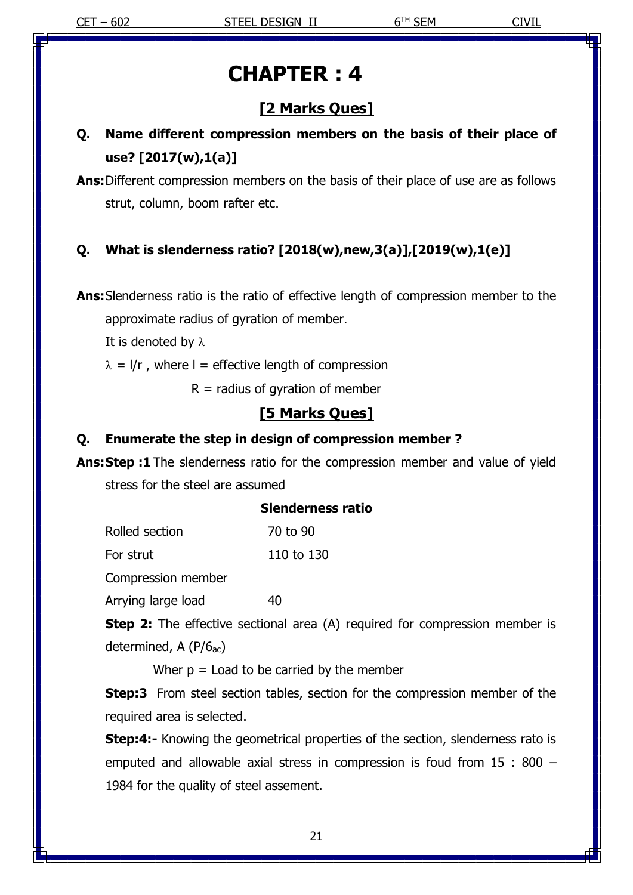# CHAPTER : 4

## [2 Marks Ques]

**Q. Name different compression members on the basis of their place of use? [2017(w),1(a)]**

**Ans:** Different compression members on the basis of their place of use are as follows strut, column, boom rafter etc.

**Q. What is slenderness ratio? [2018(w),new,3(a)],[2019(w),1(e)]**

**Ans:** Slenderness ratio is the ratio of effective length of compression member to the approximate radius of gyration of member.

It is denoted by $\lambda$

$\lambda = l/r$ , where l = effective length of compression

R = radius of gyration of member

## [5 Marks Ques]

**Q. Enumerate the step in design of compression member ?**

**Ans: Step :1** The slenderness ratio for the compression member and value of yield stress for the steel are assumed

| | **Slenderness ratio** |
|---|---|
| Rolled section | 70 to 90 |
| For strut | 110 to 130 |
| Compression member Arrying large load | 40 |

**Step 2:** The effective sectional area (A) required for compression member is determined, A ($P/6_{ac}$)

Wher p = Load to be carried by the member

**Step:3** From steel section tables, section for the compression member of the required area is selected.

**Step:4:-** Knowing the geometrical properties of the section, slenderness rato is emputed and allowable axial stress in compression is foud from 15 : 800 – 1984 for the quality of steel assement.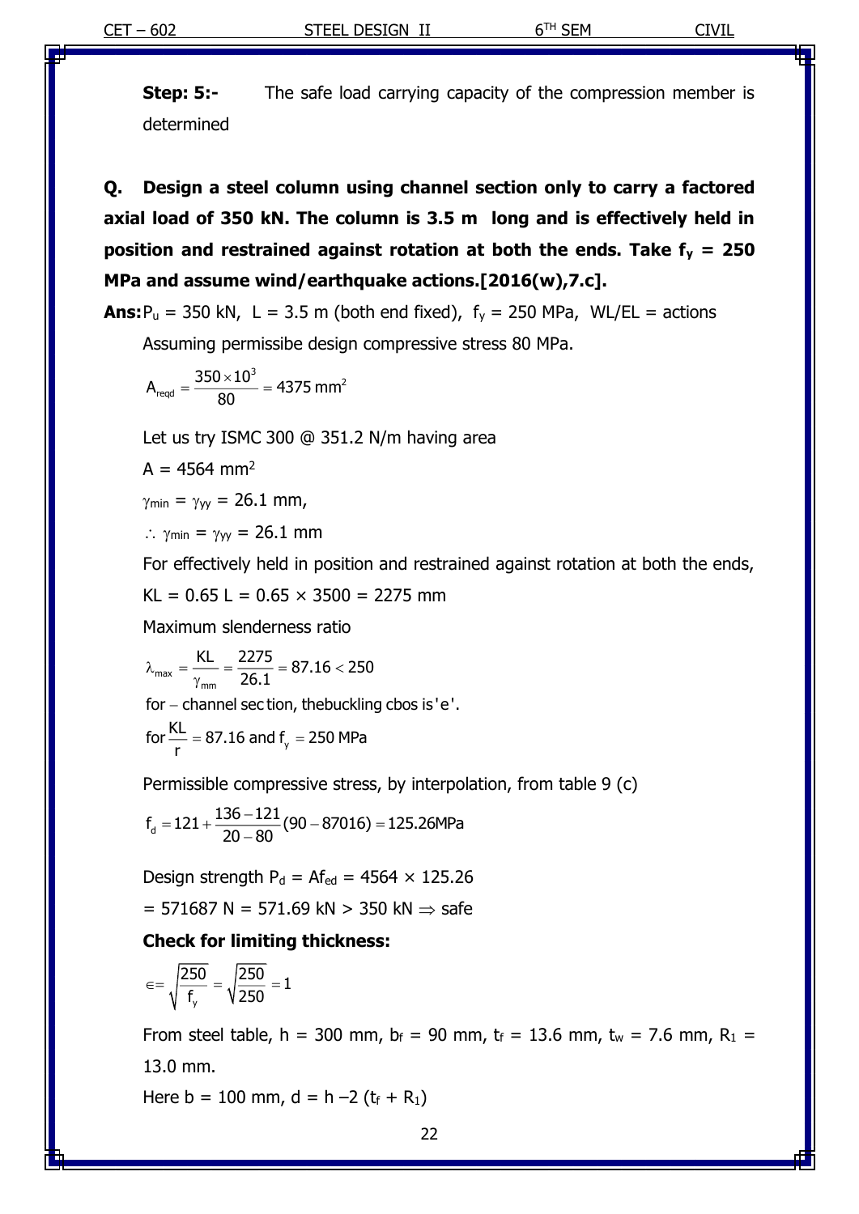**Step: 5:-** The safe load carrying capacity of the compression member is determined

**Q. Design a steel column using channel section only to carry a factored axial load of 350 kN. The column is 3.5 m long and is effectively held in position and restrained against rotation at both the ends. Take $f_y$ = 250 MPa and assume wind/earthquake actions.[2016(w),7.c].**

**Ans:** $P_u$ = 350 kN, L = 3.5 m (both end fixed), $f_y$ = 250 MPa, WL/EL = actions

Assuming permissibe design compressive stress 80 MPa.

$$A_{reqd} = \frac{350 \times 10^3}{80} = 4375\ mm^2$$

Let us try ISMC 300 @ 351.2 N/m having area

A = 4564 mm$^2$

$\gamma_{min} = \gamma_{yy}$ = 26.1 mm,

$\therefore\ \gamma_{min} = \gamma_{yy}$ = 26.1 mm

For effectively held in position and restrained against rotation at both the ends,

KL = 0.65 L = 0.65 × 3500 = 2275 mm

Maximum slenderness ratio

$$\lambda_{max} = \frac{KL}{\gamma_{mm}} = \frac{2275}{26.1} = 87.16 < 250$$

for − channel sec tion, thebuckling cbos is 'e'.

for $\frac{KL}{r}$ = 87.16 and $f_y$ = 250 MPa

Permissible compressive stress, by interpolation, from table 9 (c)

$$f_d = 121 + \frac{136 - 121}{20 - 80}(90 - 87016) = 125.26MPa$$

Design strength $P_d = Af_{ed}$ = 4564 × 125.26

= 571687 N = 571.69 kN > 350 kN ⇒ safe

**Check for limiting thickness:**

$$\in = \sqrt{\frac{250}{f_y}} = \sqrt{\frac{250}{250}} = 1$$

From steel table, h = 300 mm, $b_f$ = 90 mm, $t_f$ = 13.6 mm, $t_w$ = 7.6 mm, $R_1$ = 13.0 mm.

Here b = 100 mm, d = h −2 ($t_f$ + $R_1$)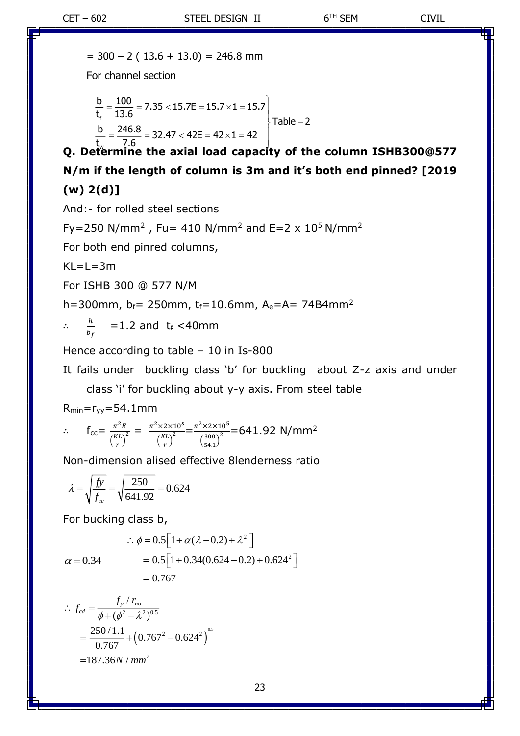$= 300 - 2\,(13.6 + 13.0) = 246.8$ mm

For channel section

$$\left.\begin{aligned}\frac{b}{t_f} &= \frac{100}{13.6} = 7.35 < 15.7E = 15.7 \times 1 = 15.7 \\ \frac{b}{t_w} &= \frac{246.8}{7.6} = 32.47 < 42E = 42 \times 1 = 42\end{aligned}\right\} \text{Table} - 2$$

**Q. Determine the axial load capacity of the column ISHB300@577 N/m if the length of column is 3m and it's both end pinned? [2019 (w) 2(d)]**

And:- for rolled steel sections

Fy=250 N/mm$^2$ , Fu= 410 N/mm$^2$ and E=2 x $10^5$ N/mm$^2$

For both end pinred columns,

KL=L=3m

For ISHB 300 @ 577 N/M

h=300mm, $b_f$= 250mm, $t_f$=10.6mm, $A_e$=A= 74B4mm$^2$

$\therefore \quad \frac{h}{b_f} = 1.2$ and $t_f$ <40mm

Hence according to table – 10 in Is-800

It fails under buckling class 'b' for buckling about Z-z axis and under class 'i' for buckling about y-y axis. From steel table

$R_{min}$=$r_{yy}$=54.1mm

$$\therefore \quad f_{cc} = \frac{\pi^2 E}{\left(\frac{KL}{r}\right)^2} = \frac{\pi^2 \times 2 \times 10^s}{\left(\frac{KL}{r}\right)^2} = \frac{\pi^2 \times 2 \times 10^5}{\left(\frac{300}{54.1}\right)^2} = 641.92 \text{ N/mm}^2$$

Non-dimension alised effective 8lenderness ratio

$$\lambda = \sqrt{\frac{fy}{f_{cc}}} = \sqrt{\frac{250}{641.92}} = 0.624$$

For bucking class b,

$$\begin{aligned} \therefore \phi &= 0.5\left[1 + \alpha(\lambda - 0.2) + \lambda^2\right] \\ \alpha = 0.34 \qquad &= 0.5\left[1 + 0.34(0.624 - 0.2) + 0.624^2\right] \\ &= 0.767 \end{aligned}$$

$$\begin{aligned} \therefore f_{cd} &= \frac{f_y / r_{mo}}{\phi + (\phi^2 - \lambda^2)^{0.5}} \\ &= \frac{250/1.1}{0.767} + \left(0.767^2 - 0.624^2\right)^{0.5} \\ &= 187.36 N/mm^2 \end{aligned}$$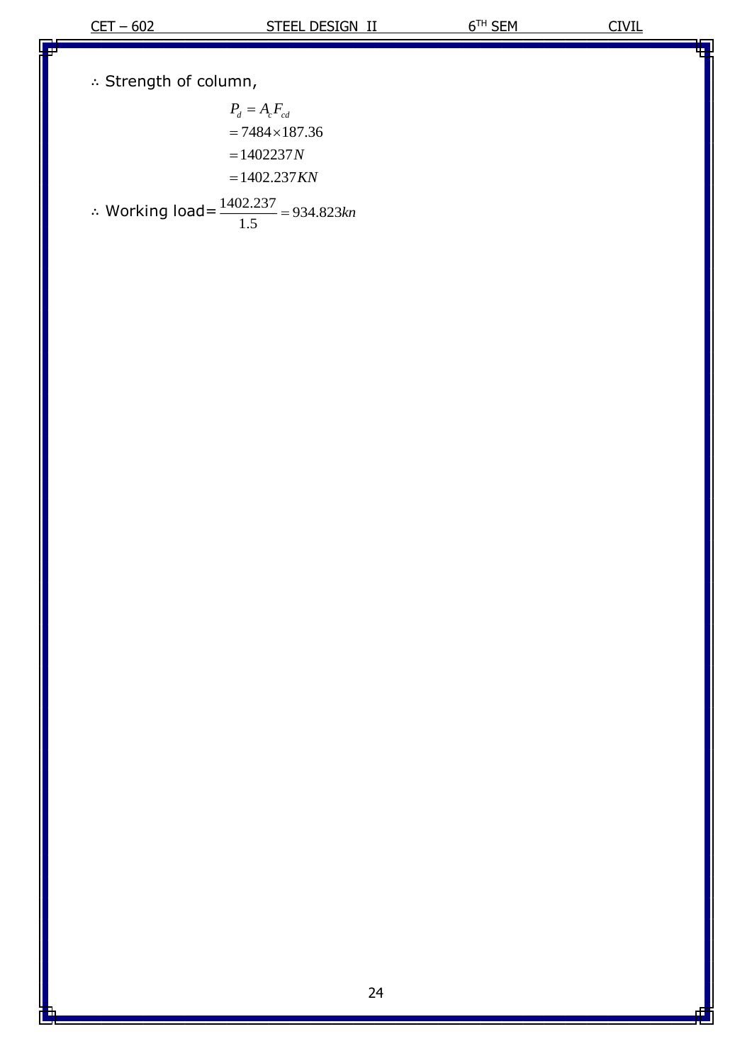∴ Strength of column,

$$
\begin{aligned}
P_d &= A_c F_{cd} \\
&= 7484 \times 187.36 \\
&= 1402237 N \\
&= 1402.237 KN
\end{aligned}
$$

∴ Working load= $\frac{1402.237}{1.5} = 934.823kn$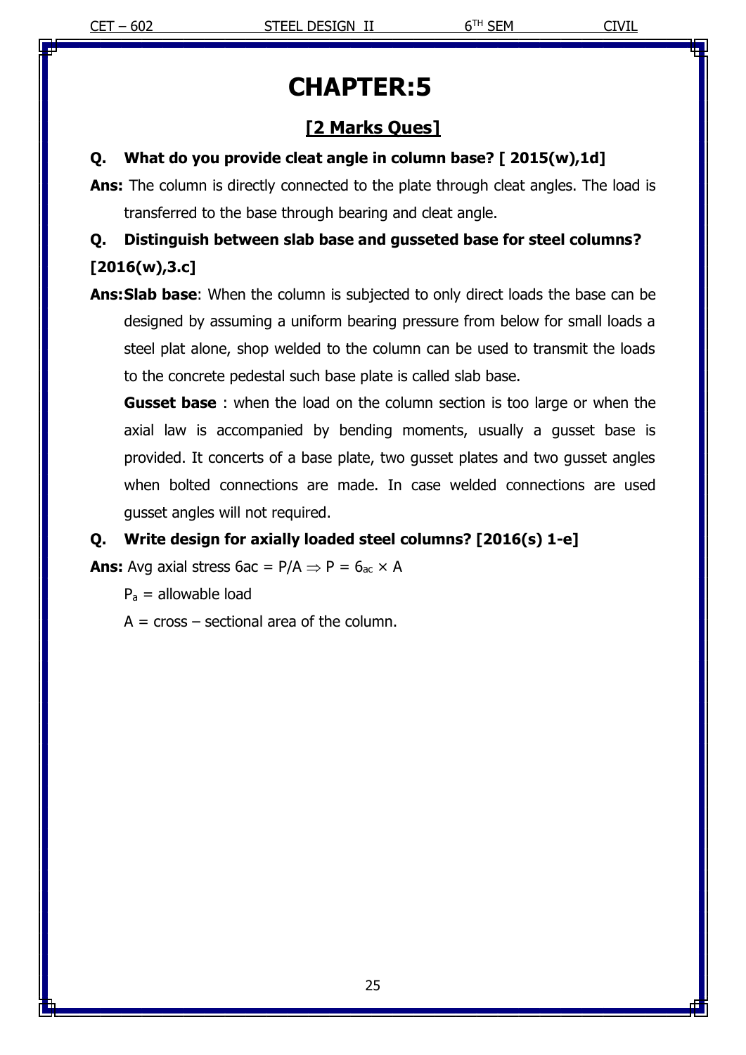# CHAPTER:5

## [2 Marks Ques]

**Q. What do you provide cleat angle in column base? [ 2015(w),1d]**

**Ans:** The column is directly connected to the plate through cleat angles. The load is transferred to the base through bearing and cleat angle.

**Q. Distinguish between slab base and gusseted base for steel columns? [2016(w),3.c]**

**Ans: Slab base**: When the column is subjected to only direct loads the base can be designed by assuming a uniform bearing pressure from below for small loads a steel plat alone, shop welded to the column can be used to transmit the loads to the concrete pedestal such base plate is called slab base.

**Gusset base** : when the load on the column section is too large or when the axial law is accompanied by bending moments, usually a gusset base is provided. It concerts of a base plate, two gusset plates and two gusset angles when bolted connections are made. In case welded connections are used gusset angles will not required.

**Q. Write design for axially loaded steel columns? [2016(s) 1-e]**

**Ans:** Avg axial stress $6ac = P/A \Rightarrow P = 6_{ac} \times A$

$P_a$ = allowable load

A = cross – sectional area of the column.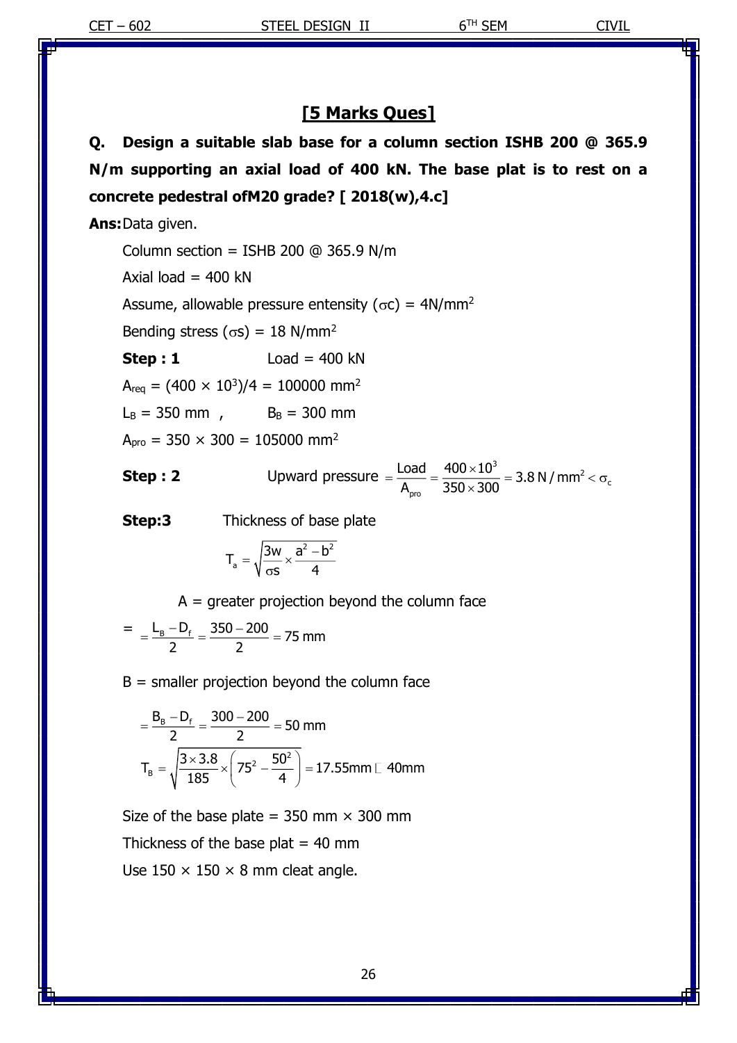## [5 Marks Ques]

**Q. Design a suitable slab base for a column section ISHB 200 @ 365.9 N/m supporting an axial load of 400 kN. The base plat is to rest on a concrete pedestral ofM20 grade? [ 2018(w),4.c]**

**Ans:** Data given.

Column section = ISHB 200 @ 365.9 N/m

Axial load = 400 kN

Assume, allowable pressure entensity ($\sigma c$) = 4N/mm$^2$

Bending stress ($\sigma s$) = 18 N/mm$^2$

**Step : 1** Load = 400 kN

$A_{req} = (400 \times 10^3)/4 = 100000 \text{ mm}^2$

$L_B = 350$ mm , $B_B = 300$ mm

$A_{pro} = 350 \times 300 = 105000 \text{ mm}^2$

**Step : 2** Upward pressure $= \frac{\text{Load}}{A_{pro}} = \frac{400 \times 10^3}{350 \times 300} = 3.8 \text{ N/mm}^2 < \sigma_c$

**Step:3** Thickness of base plate

$$T_a = \sqrt{\frac{3w}{\sigma s} \times \frac{a^2 - b^2}{4}}$$

A = greater projection beyond the column face

$$= \frac{L_B - D_f}{2} = \frac{350 - 200}{2} = 75 \text{ mm}$$

B = smaller projection beyond the column face

$$= \frac{B_B - D_f}{2} = \frac{300 - 200}{2} = 50 \text{ mm}$$

$$T_B = \sqrt{\frac{3 \times 3.8}{185} \times \left(75^2 - \frac{50^2}{4}\right)} = 17.55\text{mm} \approx 40\text{mm}$$

Size of the base plate = 350 mm × 300 mm

Thickness of the base plat = 40 mm

Use 150 × 150 × 8 mm cleat angle.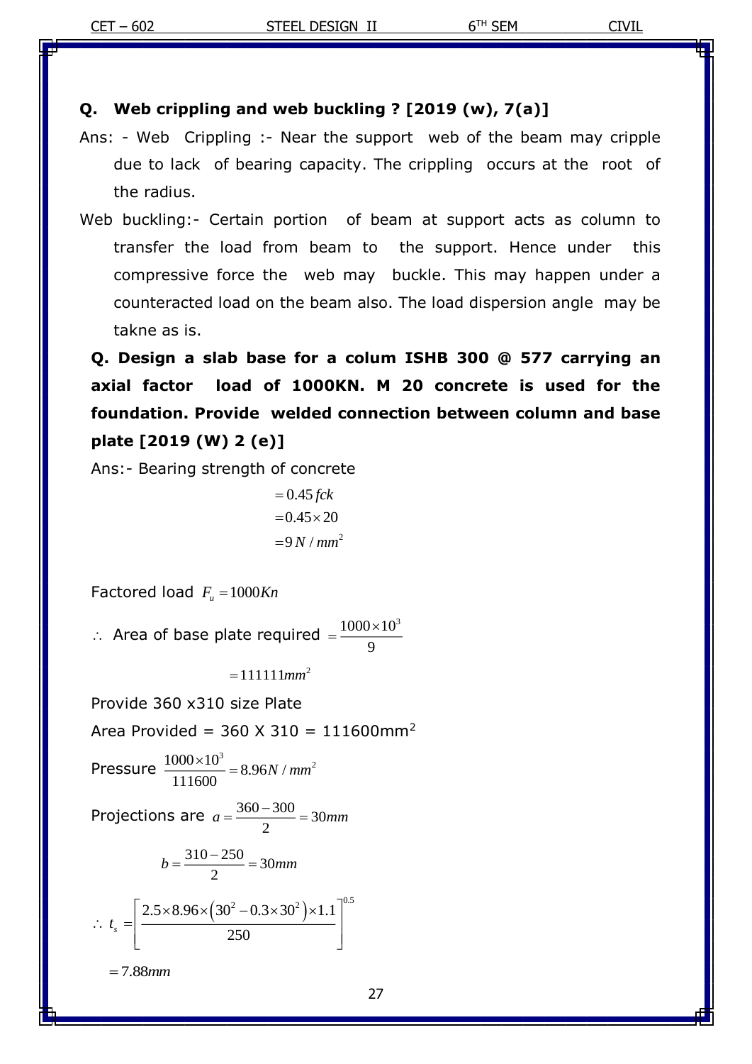**Q. Web crippling and web buckling ? [2019 (w), 7(a)]**

Ans: - Web Crippling :- Near the support web of the beam may cripple due to lack of bearing capacity. The crippling occurs at the root of the radius.

Web buckling:- Certain portion of beam at support acts as column to transfer the load from beam to the support. Hence under this compressive force the web may buckle. This may happen under a counteracted load on the beam also. The load dispersion angle may be takne as is.

**Q. Design a slab base for a colum ISHB 300 @ 577 carrying an axial factor load of 1000KN. M 20 concrete is used for the foundation. Provide welded connection between column and base plate [2019 (W) 2 (e)]**

Ans:- Bearing strength of concrete

$$= 0.45\,fck$$
$$= 0.45 \times 20$$
$$= 9\,N/mm^2$$

Factored load $F_u = 1000Kn$

$\therefore$ Area of base plate required $= \dfrac{1000 \times 10^3}{9}$

$$= 111111mm^2$$

Provide 360 x310 size Plate

Area Provided = 360 X 310 = 111600mm$^2$

Pressure $\dfrac{1000 \times 10^3}{111600} = 8.96N/mm^2$

Projections are $a = \dfrac{360 - 300}{2} = 30mm$

$$b = \frac{310 - 250}{2} = 30mm$$

$$\therefore\ t_s = \left[\frac{2.5 \times 8.96 \times \left(30^2 - 0.3 \times 30^2\right) \times 1.1}{250}\right]^{0.5}$$

$$= 7.88mm$$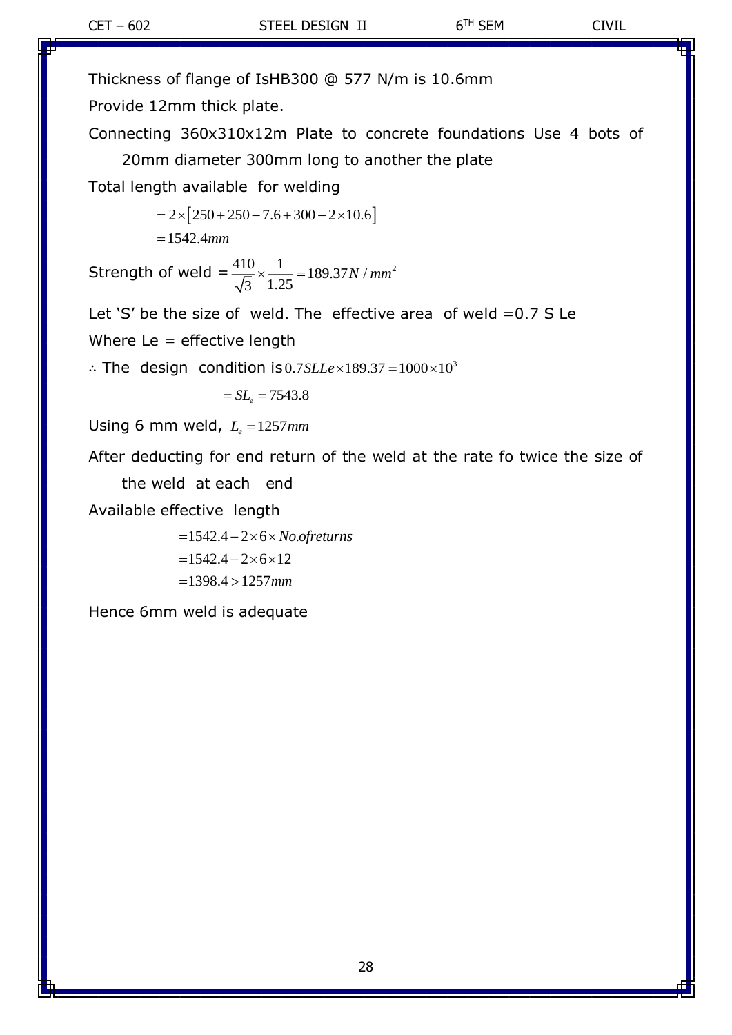Thickness of flange of IsHB300 @ 577 N/m is 10.6mm

Provide 12mm thick plate.

Connecting 360x310x12m Plate to concrete foundations Use 4 bots of 20mm diameter 300mm long to another the plate

Total length available for welding

$$= 2\times\left[250+250-7.6+300-2\times10.6\right]$$

$$=1542.4mm$$

Strength of weld = $\frac{410}{\sqrt{3}}\times\frac{1}{1.25}=189.37N/mm^2$

Let 'S' be the size of weld. The effective area of weld =0.7 S Le

Where Le = effective length

∴ The design condition is $0.7SLLe\times189.37=1000\times10^3$

$$= SL_e = 7543.8$$

Using 6 mm weld, $L_e = 1257mm$

After deducting for end return of the weld at the rate fo twice the size of the weld at each end

Available effective length

$$=1542.4-2\times6\times No.ofreturns$$

$$=1542.4-2\times6\times12$$

$$=1398.4>1257mm$$

Hence 6mm weld is adequate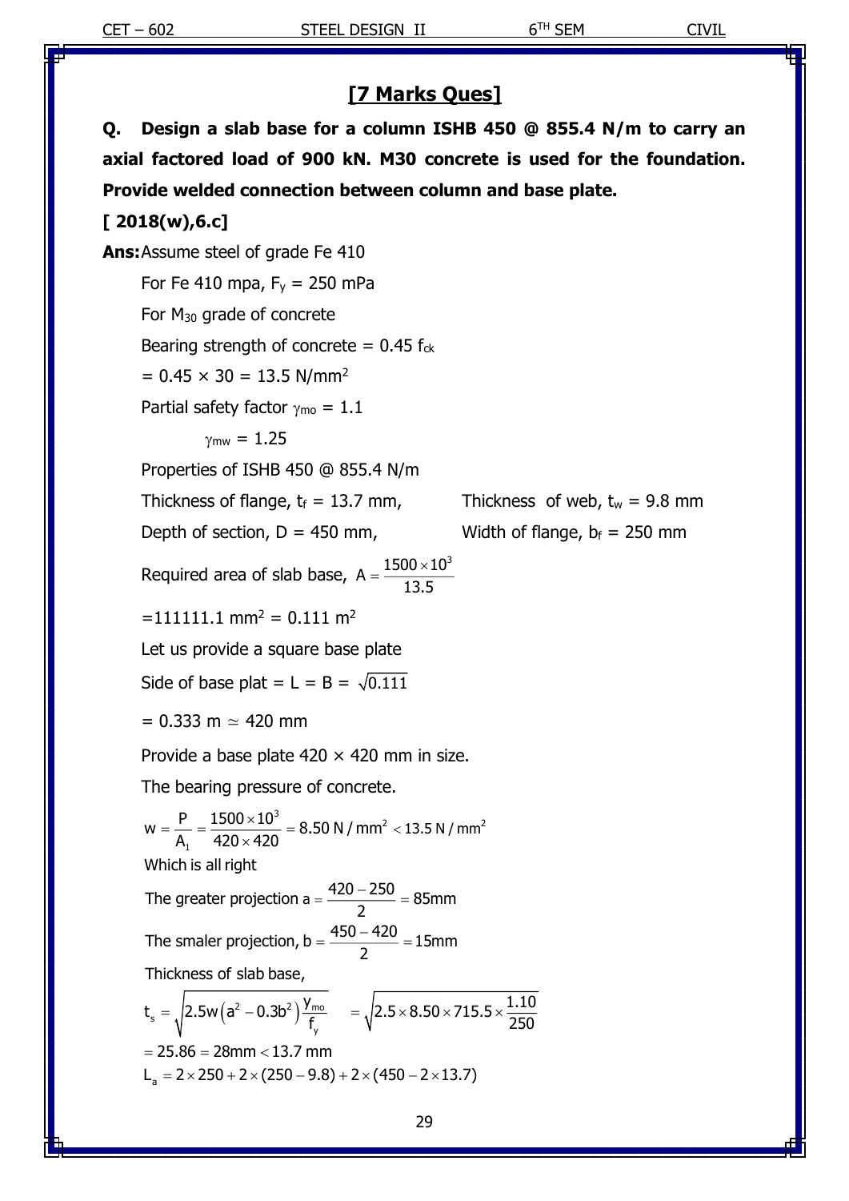## [7 Marks Ques]

**Q. Design a slab base for a column ISHB 450 @ 855.4 N/m to carry an axial factored load of 900 kN. M30 concrete is used for the foundation. Provide welded connection between column and base plate.**

**[ 2018(w),6.c]**

**Ans:** Assume steel of grade Fe 410

For Fe 410 mpa, $F_y$ = 250 mPa

For $M_{30}$ grade of concrete

Bearing strength of concrete = 0.45 $f_{ck}$

= 0.45 × 30 = 13.5 N/mm$^2$

Partial safety factor $\gamma_{mo}$ = 1.1

$\gamma_{mw}$ = 1.25

Properties of ISHB 450 @ 855.4 N/m

Thickness of flange, $t_f$ = 13.7 mm, Thickness of web, $t_w$ = 9.8 mm

Depth of section, D = 450 mm, Width of flange, $b_f$ = 250 mm

Required area of slab base, $A = \frac{1500 \times 10^3}{13.5}$

=111111.1 mm$^2$ = 0.111 m$^2$

Let us provide a square base plate

Side of base plat = L = B = $\sqrt{0.111}$

= 0.333 m $\simeq$ 420 mm

Provide a base plate 420 × 420 mm in size.

The bearing pressure of concrete.

$$w = \frac{P}{A_1} = \frac{1500 \times 10^3}{420 \times 420} = 8.50 \text{ N/mm}^2 < 13.5 \text{ N/mm}^2$$

Which is all right

The greater projection $a = \frac{420 - 250}{2} = 85\text{mm}$

The smaler projection, $b = \frac{450 - 420}{2} = 15\text{mm}$

Thickness of slab base,

$$t_s = \sqrt{2.5w\left(a^2 - 0.3b^2\right)\frac{y_{mo}}{f_y}} \quad = \sqrt{2.5 \times 8.50 \times 715.5 \times \frac{1.10}{250}}$$

$= 25.86 = 28\text{mm} < 13.7 \text{ mm}$

$L_a = 2 \times 250 + 2 \times (250 - 9.8) + 2 \times (450 - 2 \times 13.7)$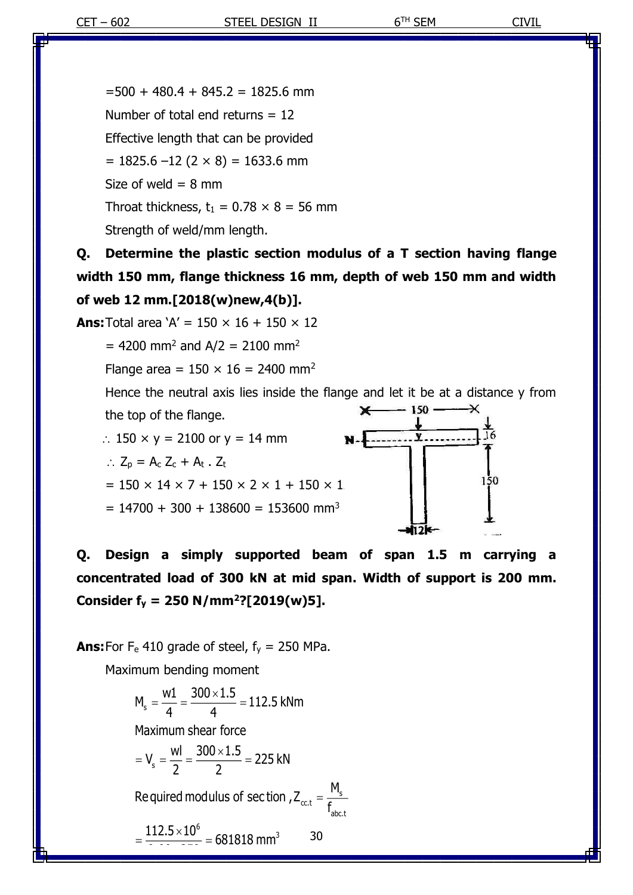=500 + 480.4 + 845.2 = 1825.6 mm

Number of total end returns = 12

Effective length that can be provided

= 1825.6 –12 (2 × 8) = 1633.6 mm

Size of weld = 8 mm

Throat thickness, $t_1$ = 0.78 × 8 = 56 mm

Strength of weld/mm length.

**Q. Determine the plastic section modulus of a T section having flange width 150 mm, flange thickness 16 mm, depth of web 150 mm and width of web 12 mm.[2018(w)new,4(b)].**

**Ans:** Total area 'A' = 150 × 16 + 150 × 12

= 4200 mm$^2$ and A/2 = 2100 mm$^2$

Flange area = 150 × 16 = 2400 mm$^2$

Hence the neutral axis lies inside the flange and let it be at a distance y from the top of the flange.

∴ 150 × y = 2100 or y = 14 mm

∴ $Z_p = A_c\, Z_c + A_t \,.\, Z_t$

= 150 × 14 × 7 + 150 × 2 × 1 + 150 × 1

= 14700 + 300 + 138600 = 153600 mm$^3$

**Q. Design a simply supported beam of span 1.5 m carrying a concentrated load of 300 kN at mid span. Width of support is 200 mm. Consider $f_y$ = 250 N/mm$^2$?[2019(w)5].**

**Ans:** For $F_e$ 410 grade of steel, $f_y$ = 250 MPa.

Maximum bending moment

$$M_s = \frac{w1}{4} = \frac{300 \times 1.5}{4} = 112.5 \text{ kNm}$$

Maximum shear force

$$= V_s = \frac{wl}{2} = \frac{300 \times 1.5}{2} = 225 \text{ kN}$$

$$\text{Required modulus of section}, Z_{cc.t} = \frac{M_s}{f_{abc.t}}$$

$$= \frac{112.5 \times 10^6}{\ } = 681818 \text{ mm}^3$$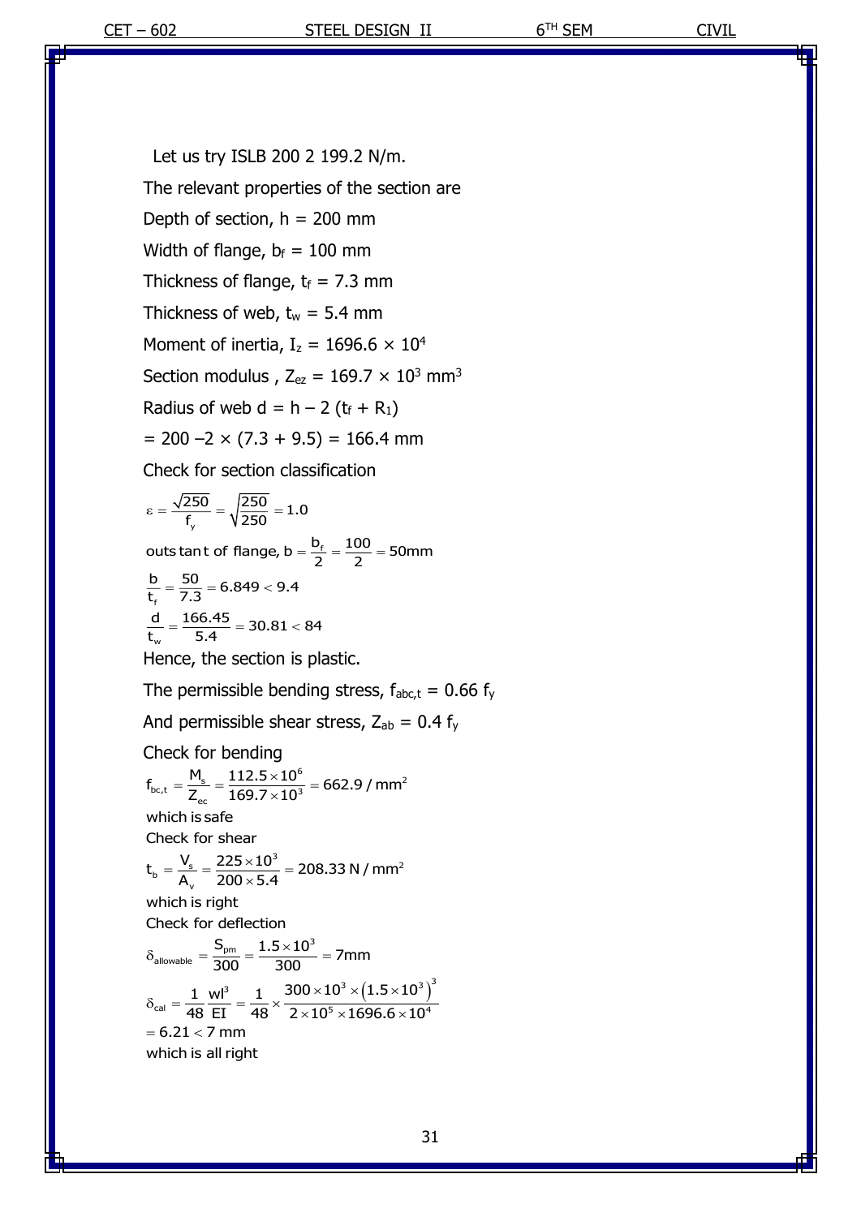Let us try ISLB 200 2 199.2 N/m.

The relevant properties of the section are

Depth of section, h = 200 mm

Width of flange, $b_f$ = 100 mm

Thickness of flange, $t_f$ = 7.3 mm

Thickness of web, $t_w$ = 5.4 mm

Moment of inertia, $I_z = 1696.6 \times 10^4$

Section modulus , $Z_{ez} = 169.7 \times 10^3$ mm$^3$

Radius of web $d = h - 2 (t_f + R_1)$

$= 200 - 2 \times (7.3 + 9.5) = 166.4$ mm

Check for section classification

$$\varepsilon = \frac{\sqrt{250}}{f_y} = \sqrt{\frac{250}{250}} = 1.0$$

$$\text{outstant of flange, } b = \frac{b_f}{2} = \frac{100}{2} = 50\text{mm}$$

$$\frac{b}{t_f} = \frac{50}{7.3} = 6.849 < 9.4$$

$$\frac{d}{t_w} = \frac{166.45}{5.4} = 30.81 < 84$$

Hence, the section is plastic.

The permissible bending stress, $f_{abc,t} = 0.66\, f_y$

And permissible shear stress, $Z_{ab} = 0.4\, f_y$

Check for bending

$$f_{bc,t} = \frac{M_s}{Z_{ec}} = \frac{112.5 \times 10^6}{169.7 \times 10^3} = 662.9 / \text{mm}^2$$

which is safe

Check for shear

$$t_b = \frac{V_s}{A_v} = \frac{225 \times 10^3}{200 \times 5.4} = 208.33\ \text{N/mm}^2$$

which is right

Check for deflection

$$\delta_{allowable} = \frac{S_{pm}}{300} = \frac{1.5 \times 10^3}{300} = 7\text{mm}$$

$$\delta_{cal} = \frac{1}{48}\frac{wl^3}{EI} = \frac{1}{48} \times \frac{300 \times 10^3 \times \left(1.5 \times 10^3\right)^3}{2 \times 10^5 \times 1696.6 \times 10^4}$$

$= 6.21 < 7$ mm

which is all right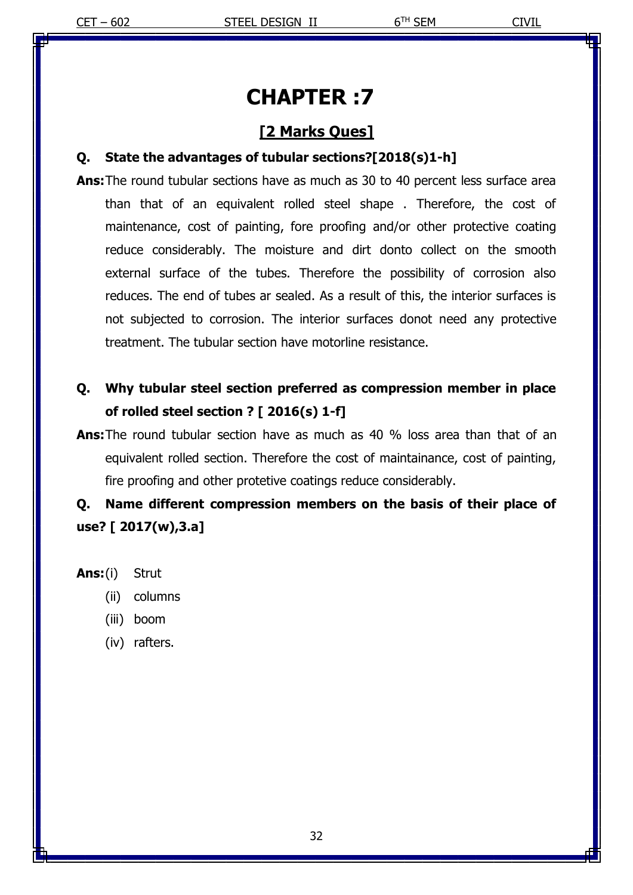# CHAPTER :7

## [2 Marks Ques]

**Q. State the advantages of tubular sections?[2018(s)1-h]**

**Ans:** The round tubular sections have as much as 30 to 40 percent less surface area than that of an equivalent rolled steel shape . Therefore, the cost of maintenance, cost of painting, fore proofing and/or other protective coating reduce considerably. The moisture and dirt donto collect on the smooth external surface of the tubes. Therefore the possibility of corrosion also reduces. The end of tubes ar sealed. As a result of this, the interior surfaces is not subjected to corrosion. The interior surfaces donot need any protective treatment. The tubular section have motorline resistance.

**Q. Why tubular steel section preferred as compression member in place of rolled steel section ? [ 2016(s) 1-f]**

**Ans:** The round tubular section have as much as 40 % loss area than that of an equivalent rolled section. Therefore the cost of maintainance, cost of painting, fire proofing and other protetive coatings reduce considerably.

**Q. Name different compression members on the basis of their place of use? [ 2017(w),3.a]**

**Ans:**
- (i) Strut
- (ii) columns
- (iii) boom
- (iv) rafters.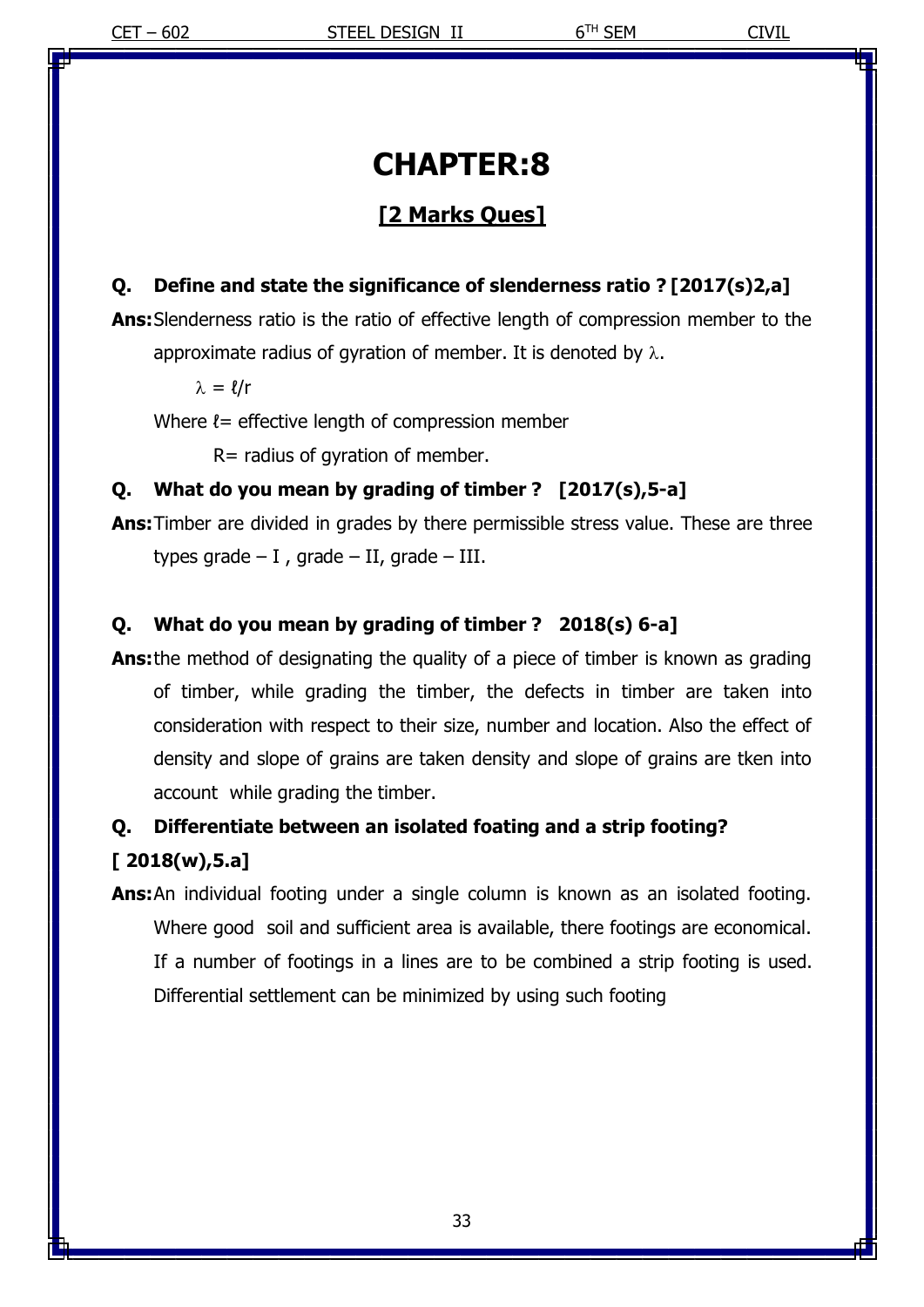# CHAPTER:8

## [2 Marks Ques]

**Q. Define and state the significance of slenderness ratio ? [2017(s)2,a]**

**Ans:** Slenderness ratio is the ratio of effective length of compression member to the approximate radius of gyration of member. It is denoted by $\lambda$.

$\lambda = \ell/r$

Where $\ell$= effective length of compression member

R= radius of gyration of member.

**Q. What do you mean by grading of timber ? [2017(s),5-a]**

**Ans:** Timber are divided in grades by there permissible stress value. These are three types grade – I , grade – II, grade – III.

**Q. What do you mean by grading of timber ? 2018(s) 6-a]**

**Ans:** the method of designating the quality of a piece of timber is known as grading of timber, while grading the timber, the defects in timber are taken into consideration with respect to their size, number and location. Also the effect of density and slope of grains are taken density and slope of grains are tken into account while grading the timber.

**Q. Differentiate between an isolated foating and a strip footing? [ 2018(w),5.a]**

**Ans:** An individual footing under a single column is known as an isolated footing. Where good soil and sufficient area is available, there footings are economical. If a number of footings in a lines are to be combined a strip footing is used. Differential settlement can be minimized by using such footing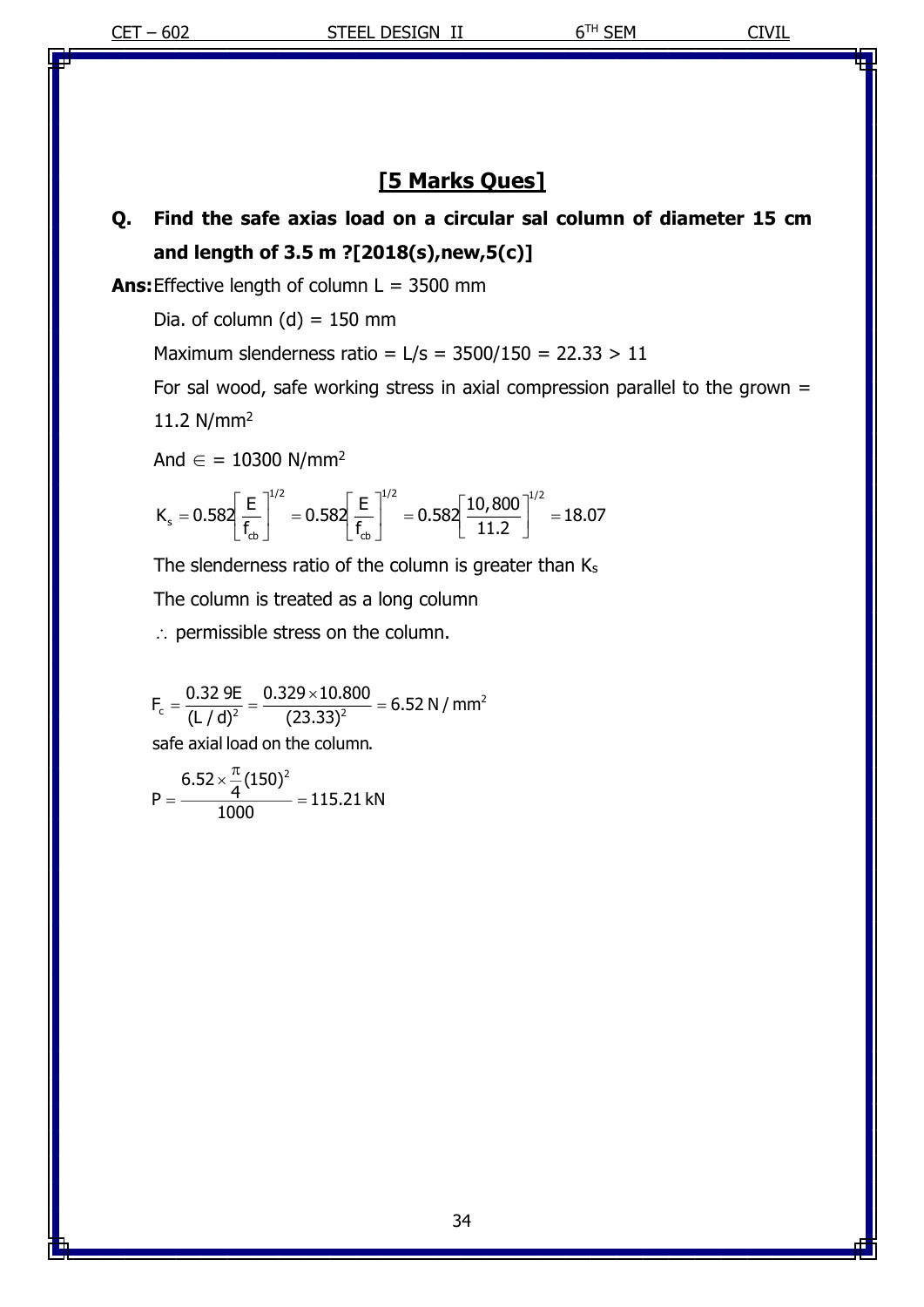## [5 Marks Ques]

**Q. Find the safe axias load on a circular sal column of diameter 15 cm and length of 3.5 m ?[2018(s),new,5(c)]**

**Ans:** Effective length of column L = 3500 mm

Dia. of column (d) = 150 mm

Maximum slenderness ratio = L/s = 3500/150 = 22.33 > 11

For sal wood, safe working stress in axial compression parallel to the grown = 11.2 N/mm$^2$

And $\in$ = 10300 N/mm$^2$

$$K_s = 0.582\left[\frac{E}{f_{cb}}\right]^{1/2} = 0.582\left[\frac{E}{f_{cb}}\right]^{1/2} = 0.582\left[\frac{10,800}{11.2}\right]^{1/2} = 18.07$$

The slenderness ratio of the column is greater than $K_s$

The column is treated as a long column

$\therefore$ permissible stress on the column.

$$F_c = \frac{0.32\,9E}{(L/d)^2} = \frac{0.329 \times 10.800}{(23.33)^2} = 6.52\ \text{N/mm}^2$$

safe axial load on the column.

$$P = \frac{6.52 \times \frac{\pi}{4}(150)^2}{1000} = 115.21\ \text{kN}$$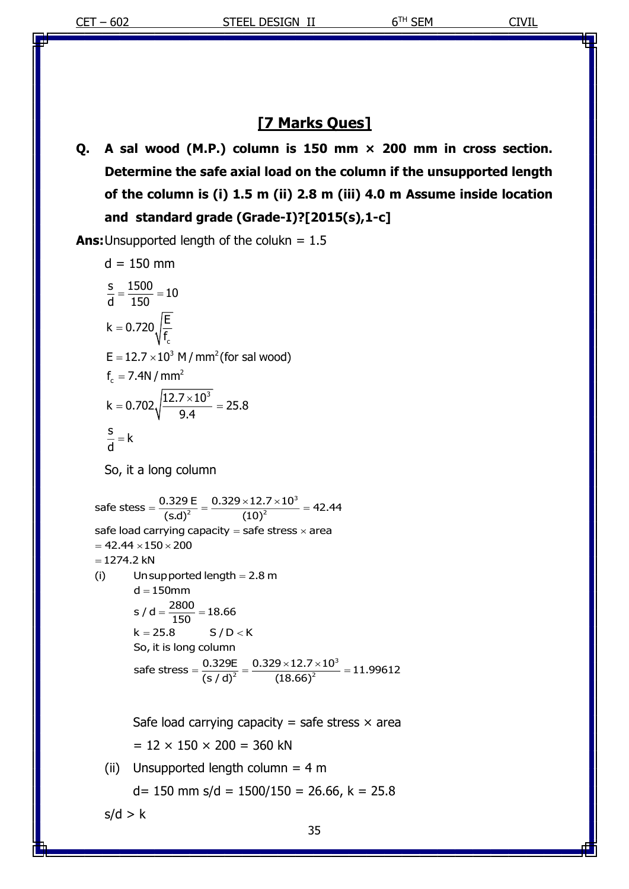## [7 Marks Ques]

**Q. A sal wood (M.P.) column is 150 mm × 200 mm in cross section. Determine the safe axial load on the column if the unsupported length of the column is (i) 1.5 m (ii) 2.8 m (iii) 4.0 m Assume inside location and standard grade (Grade-I)?[2015(s),1-c]**

**Ans:** Unsupported length of the colukn = 1.5

d = 150 mm

$$\frac{s}{d} = \frac{1500}{150} = 10$$

$$k = 0.720\sqrt{\frac{E}{f_c}}$$

$E = 12.7 \times 10^3 \text{ M/mm}^2$ (for sal wood)

$f_c = 7.4 \text{N/mm}^2$

$$k = 0.702\sqrt{\frac{12.7 \times 10^3}{9.4}} = 25.8$$

$$\frac{s}{d} = k$$

So, it a long column

$$\text{safe stess} = \frac{0.329\text{ E}}{(\text{s.d})^2} = \frac{0.329 \times 12.7 \times 10^3}{(10)^2} = 42.44$$

safe load carrying capacity = safe stress × area

$= 42.44 \times 150 \times 200$

$= 1274.2$ kN

(i) Unsupported length = 2.8 m

d = 150mm

$$s/d = \frac{2800}{150} = 18.66$$

$k = 25.8 \qquad S/D < K$

So, it is long column

$$\text{safe stress} = \frac{0.329E}{(s/d)^2} = \frac{0.329 \times 12.7 \times 10^3}{(18.66)^2} = 11.99612$$

Safe load carrying capacity = safe stress × area

= 12 × 150 × 200 = 360 kN

(ii) Unsupported length column = 4 m

d= 150 mm s/d = 1500/150 = 26.66, k = 25.8

s/d > k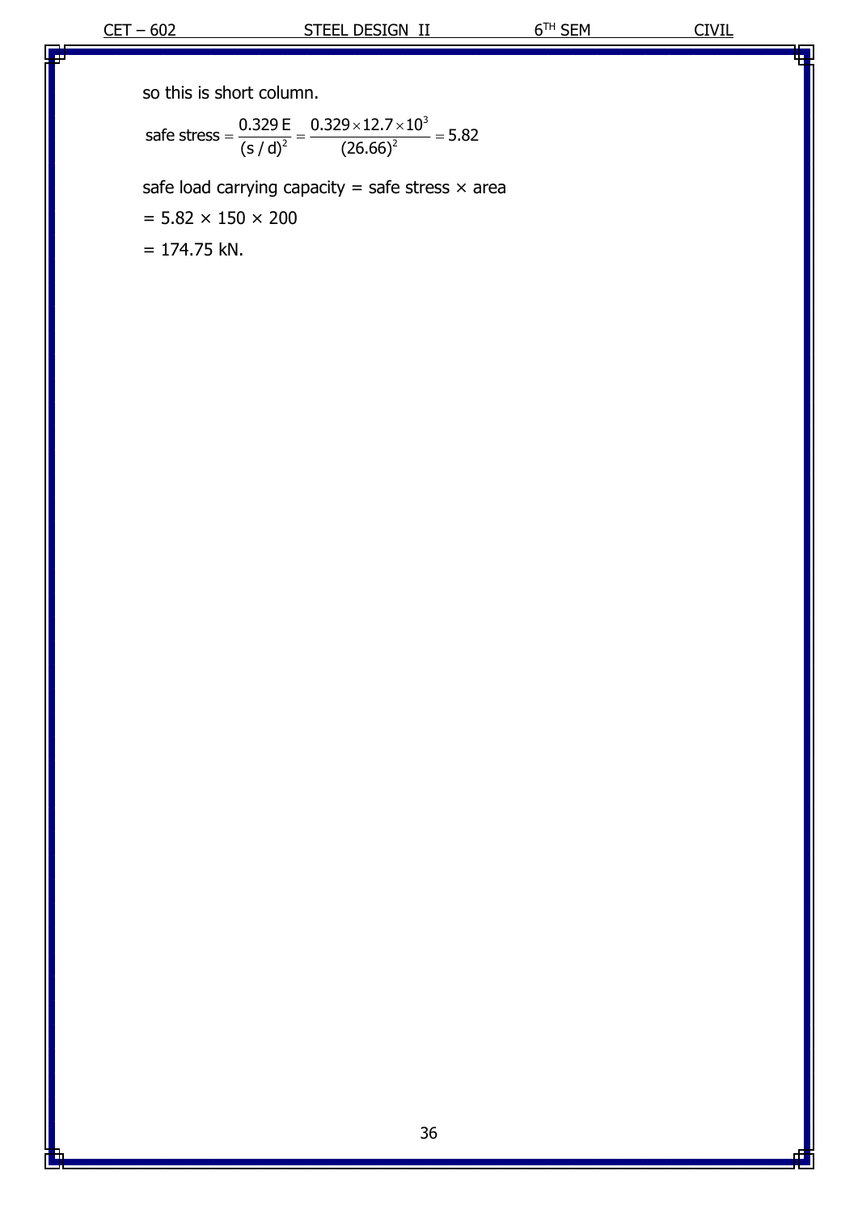so this is short column.

$$\text{safe stress} = \frac{0.329\,E}{(s/d)^2} = \frac{0.329 \times 12.7 \times 10^3}{(26.66)^2} = 5.82$$

safe load carrying capacity = safe stress × area

= 5.82 × 150 × 200

= 174.75 kN.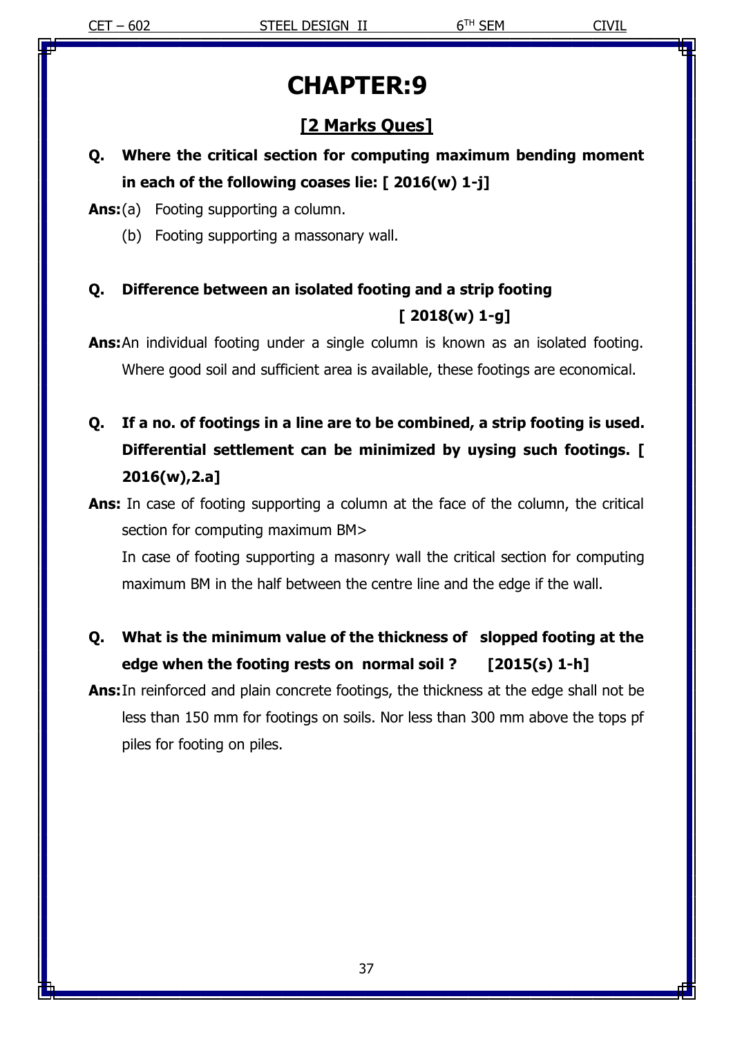# CHAPTER:9

## [2 Marks Ques]

**Q. Where the critical section for computing maximum bending moment in each of the following coases lie: [ 2016(w) 1-j]**

**Ans:** (a) Footing supporting a column.

(b) Footing supporting a massonary wall.

**Q. Difference between an isolated footing and a strip footing [ 2018(w) 1-g]**

**Ans:** An individual footing under a single column is known as an isolated footing. Where good soil and sufficient area is available, these footings are economical.

**Q. If a no. of footings in a line are to be combined, a strip footing is used. Differential settlement can be minimized by uysing such footings. [ 2016(w),2.a]**

**Ans:** In case of footing supporting a column at the face of the column, the critical section for computing maximum BM>

In case of footing supporting a masonry wall the critical section for computing maximum BM in the half between the centre line and the edge if the wall.

**Q. What is the minimum value of the thickness of slopped footing at the edge when the footing rests on normal soil ? [2015(s) 1-h]**

**Ans:** In reinforced and plain concrete footings, the thickness at the edge shall not be less than 150 mm for footings on soils. Nor less than 300 mm above the tops pf piles for footing on piles.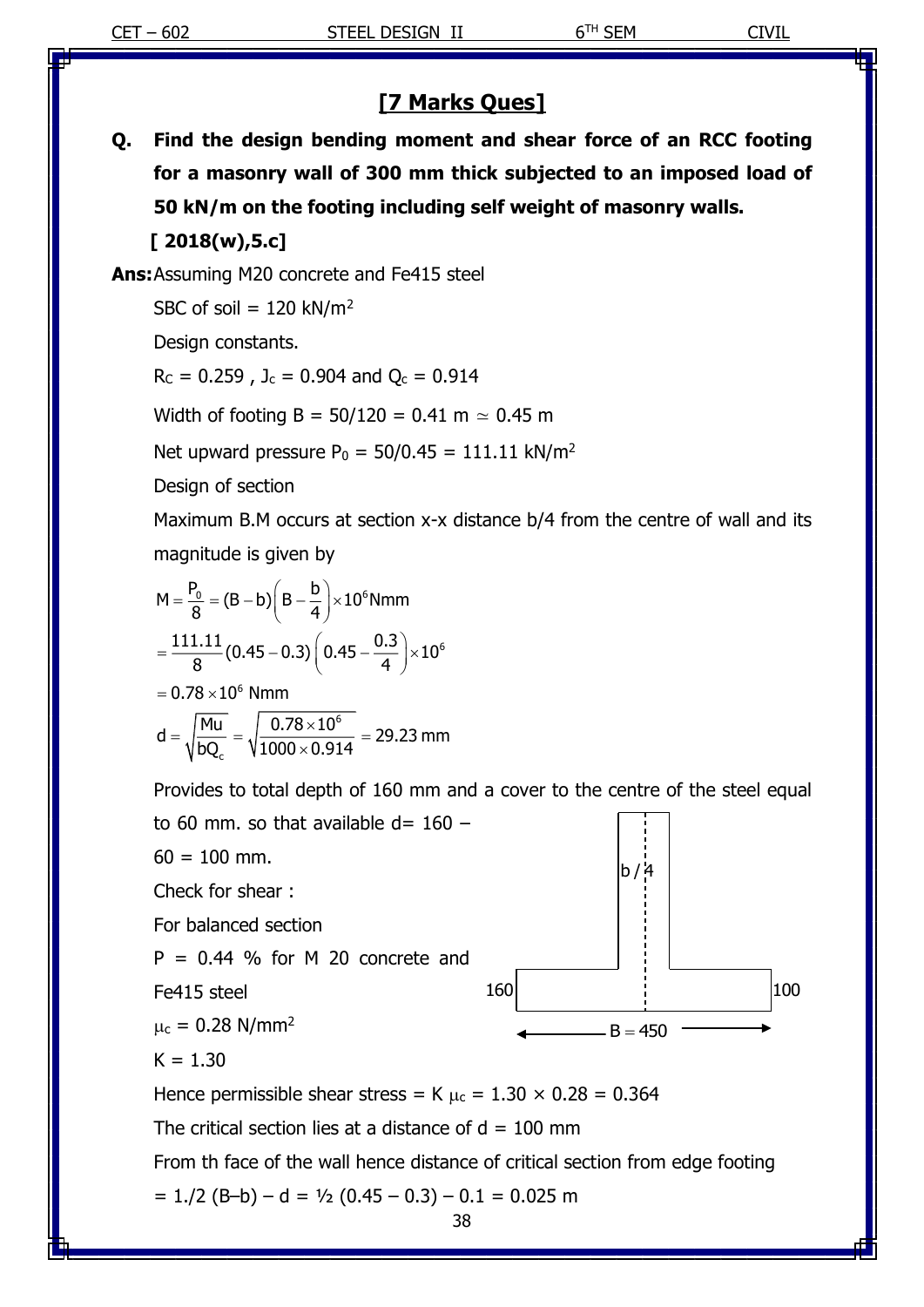## [7 Marks Ques]

**Q. Find the design bending moment and shear force of an RCC footing for a masonry wall of 300 mm thick subjected to an imposed load of 50 kN/m on the footing including self weight of masonry walls.**

**[ 2018(w),5.c]**

**Ans:** Assuming M20 concrete and Fe415 steel

SBC of soil = 120 kN/m$^2$

Design constants.

$R_C = 0.259$ , $J_c = 0.904$ and $Q_c = 0.914$

Width of footing B = 50/120 = 0.41 m $\simeq$ 0.45 m

Net upward pressure $P_0$ = 50/0.45 = 111.11 kN/m$^2$

Design of section

Maximum B.M occurs at section x-x distance b/4 from the centre of wall and its magnitude is given by

$$M = \frac{P_0}{8} = (B-b)\left(B - \frac{b}{4}\right) \times 10^6 \text{Nmm}$$

$$= \frac{111.11}{8}(0.45-0.3)\left(0.45 - \frac{0.3}{4}\right) \times 10^6$$

$$= 0.78 \times 10^6 \text{ Nmm}$$

$$d = \sqrt{\frac{Mu}{bQ_c}} = \sqrt{\frac{0.78 \times 10^6}{1000 \times 0.914}} = 29.23 \text{ mm}$$

Provides to total depth of 160 mm and a cover to the centre of the steel equal to 60 mm. so that available d= 160 – 60 = 100 mm.

b / 4

160 100

B = 450

Check for shear :

For balanced section

P = 0.44 % for M 20 concrete and Fe415 steel

$\mu_c$ = 0.28 N/mm$^2$

K = 1.30

Hence permissible shear stress = K $\mu_c$ = 1.30 × 0.28 = 0.364

The critical section lies at a distance of d = 100 mm

From th face of the wall hence distance of critical section from edge footing

= 1./2 (B–b) – d = ½ (0.45 – 0.3) – 0.1 = 0.025 m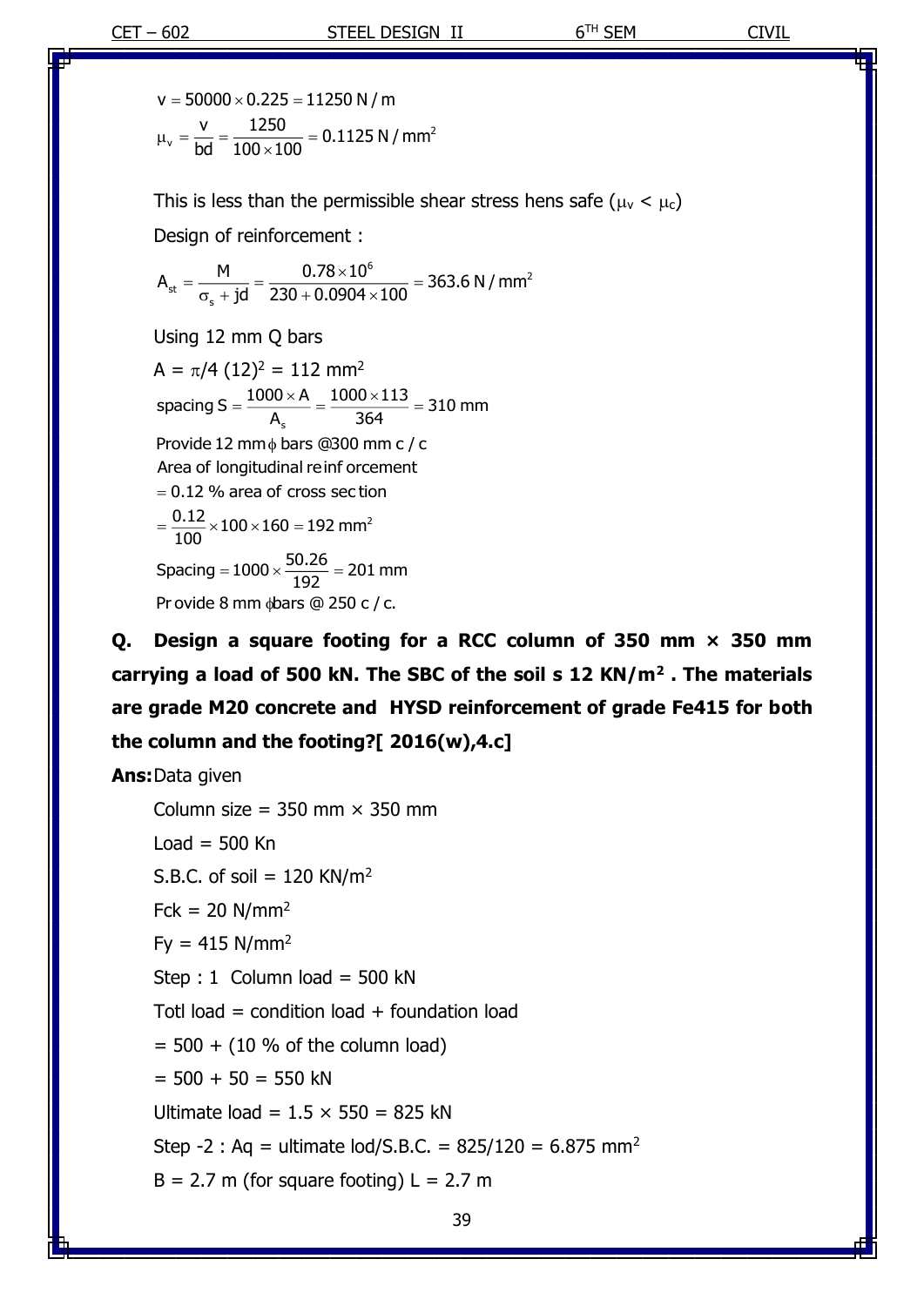$$v = 50000 \times 0.225 = 11250\ \text{N/m}$$

$$\mu_v = \frac{v}{bd} = \frac{1250}{100 \times 100} = 0.1125\ \text{N/mm}^2$$

This is less than the permissible shear stress hens safe ($\mu_v < \mu_c$)

Design of reinforcement :

$$A_{st} = \frac{M}{\sigma_s + jd} = \frac{0.78 \times 10^6}{230 + 0.0904 \times 100} = 363.6\ \text{N/mm}^2$$

Using 12 mm Q bars

$A = \pi/4\ (12)^2 = 112\ \text{mm}^2$

$$\text{spacing } S = \frac{1000 \times A}{A_s} = \frac{1000 \times 113}{364} = 310\ \text{mm}$$

Provide 12 mm $\phi$ bars @300 mm c / c

Area of longitudinal reinforcement

$= 0.12$ % area of cross section

$$= \frac{0.12}{100} \times 100 \times 160 = 192\ \text{mm}^2$$

$$\text{Spacing} = 1000 \times \frac{50.26}{192} = 201\ \text{mm}$$

Provide 8 mm $\phi$bars @ 250 c / c.

**Q. Design a square footing for a RCC column of 350 mm × 350 mm carrying a load of 500 kN. The SBC of the soil s 12 KN/m² . The materials are grade M20 concrete and HYSD reinforcement of grade Fe415 for both the column and the footing?[ 2016(w),4.c]**

**Ans:** Data given

Column size = 350 mm × 350 mm

Load = 500 Kn

S.B.C. of soil = 120 KN/m²

Fck = 20 N/mm²

Fy = 415 N/mm²

Step : 1 Column load = 500 kN

Totl load = condition load + foundation load

= 500 + (10 % of the column load)

= 500 + 50 = 550 kN

Ultimate load = 1.5 × 550 = 825 kN

Step -2 : Aq = ultimate lod/S.B.C. = 825/120 = 6.875 mm²

B = 2.7 m (for square footing) L = 2.7 m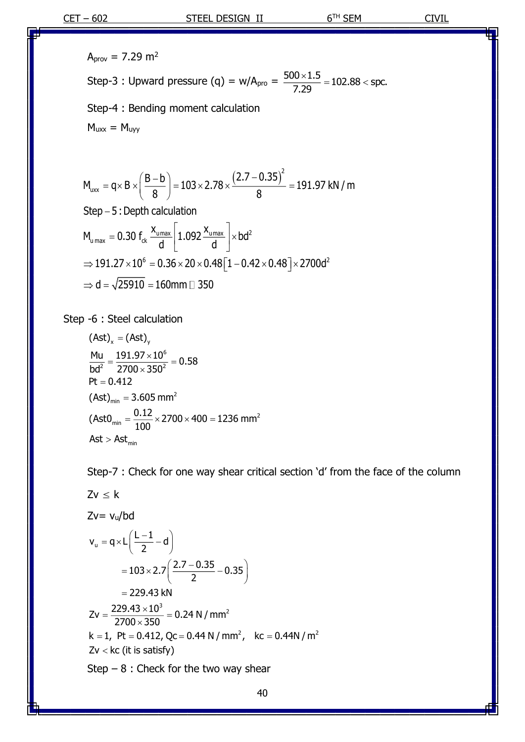$A_{prov}$ = 7.29 $m^2$

Step-3 : Upward pressure (q) = w/$A_{pro}$ = $\frac{500 \times 1.5}{7.29} = 102.88 < \text{spc.}$

Step-4 : Bending moment calculation

$M_{uxx} = M_{uyy}$

$$M_{uxx} = q \times B \times \left(\frac{B-b}{8}\right) = 103 \times 2.78 \times \frac{(2.7 - 0.35)^2}{8} = 191.97 \text{ kN/m}$$

Step – 5 : Depth calculation

$$M_{u\,max} = 0.30\, f_{ck}\, \frac{x_{u\,max}}{d}\left[1.092\, \frac{x_{u\,max}}{d}\right] \times bd^2$$

$$\Rightarrow 191.27 \times 10^6 = 0.36 \times 20 \times 0.48\left[1 - 0.42 \times 0.48\right] \times 2700d^2$$

$$\Rightarrow d = \sqrt{25910} = 160\text{mm} \,\square\, 350$$

Step -6 : Steel calculation

$$(Ast)_x = (Ast)_y$$

$$\frac{Mu}{bd^2} = \frac{191.97 \times 10^6}{2700 \times 350^2} = 0.58$$

$$Pt = 0.412$$

$$(Ast)_{min} = 3.605 \text{ mm}^2$$

$$(Ast0_{min} = \frac{0.12}{100} \times 2700 \times 400 = 1236 \text{ mm}^2$$

$$Ast > Ast_{min}$$

Step-7 : Check for one way shear critical section 'd' from the face of the column

$Zv \leq k$

Zv= $v_u$/bd

$$v_u = q \times L\left(\frac{L-1}{2} - d\right)$$

$$= 103 \times 2.7\left(\frac{2.7 - 0.35}{2} - 0.35\right)$$

$$= 229.43 \text{ kN}$$

$$Zv = \frac{229.43 \times 10^3}{2700 \times 350} = 0.24 \text{ N/mm}^2$$

$k = 1,\ Pt = 0.412,\ Qc = 0.44 \text{ N/mm}^2,\quad kc = 0.44\text{N/m}^2$

$Zv < kc$ (it is satisfy)

Step – 8 : Check for the two way shear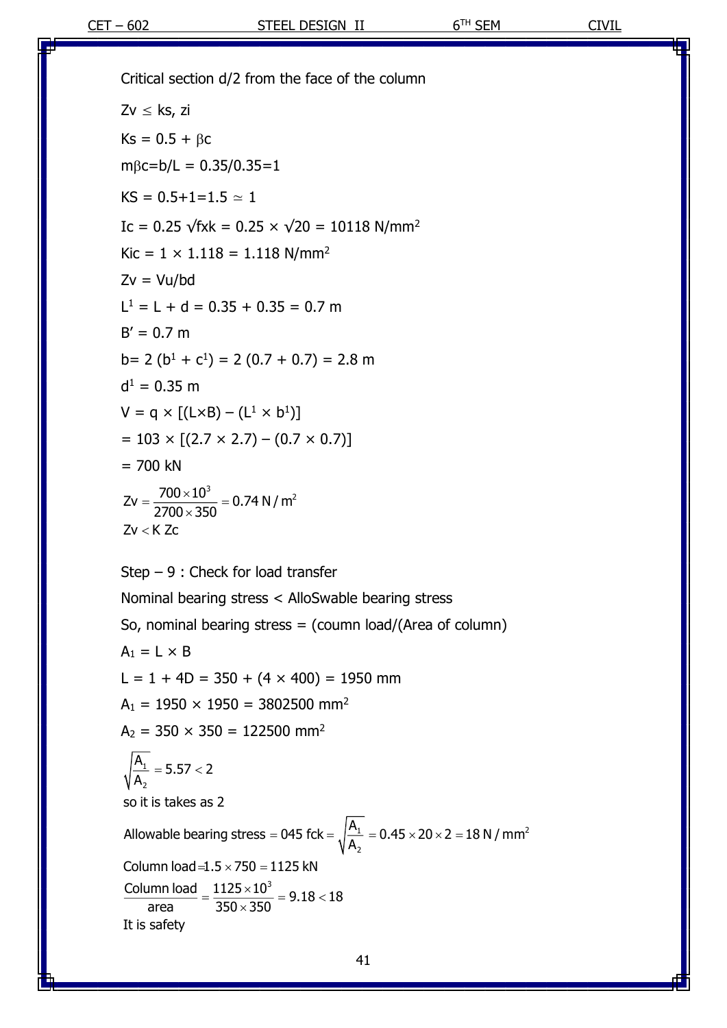Critical section d/2 from the face of the column

Zv $\leq$ ks, zi

Ks = 0.5 + $\beta$c

m$\beta$c=b/L = 0.35/0.35=1

KS = 0.5+1=1.5 $\simeq$ 1

Ic = 0.25 √fxk = 0.25 × √20 = 10118 N/mm$^2$

Kic = 1 × 1.118 = 1.118 N/mm$^2$

Zv = Vu/bd

$L^1$ = L + d = 0.35 + 0.35 = 0.7 m

B' = 0.7 m

b= 2 ($b^1$ + $c^1$) = 2 (0.7 + 0.7) = 2.8 m

$d^1$ = 0.35 m

V = q × [(L×B) – ($L^1$ × $b^1$)]

= 103 × [(2.7 × 2.7) – (0.7 × 0.7)]

= 700 kN

$$Zv = \frac{700 \times 10^3}{2700 \times 350} = 0.74\ N/m^2$$

$$Zv < K\ Zc$$

Step – 9 : Check for load transfer

Nominal bearing stress < AlloSwable bearing stress

So, nominal bearing stress = (coumn load/(Area of column)

$A_1$ = L × B

L = 1 + 4D = 350 + (4 × 400) = 1950 mm

$A_1$ = 1950 × 1950 = 3802500 mm$^2$

$A_2$ = 350 × 350 = 122500 mm$^2$

$$\sqrt{\frac{A_1}{A_2}} = 5.57 < 2$$

so it is takes as 2

$$\text{Allowable bearing stress} = 045\ fck = \sqrt{\frac{A_1}{A_2}} = 0.45 \times 20 \times 2 = 18\ N/mm^2$$

$$\text{Column load} = 1.5 \times 750 = 1125\ kN$$

$$\frac{\text{Column load}}{\text{area}} = \frac{1125 \times 10^3}{350 \times 350} = 9.18 < 18$$

It is safety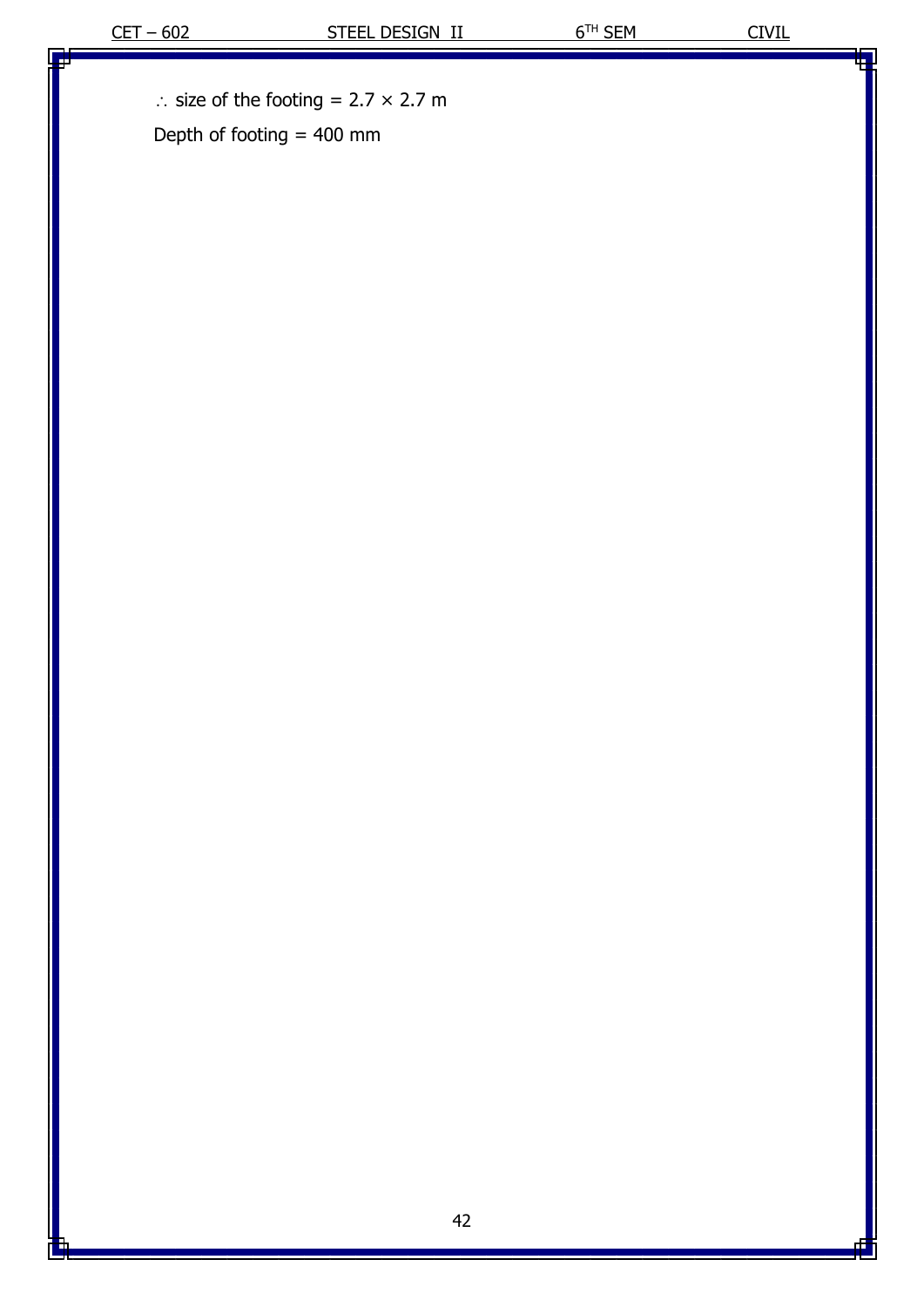$\therefore$ size of the footing = 2.7 × 2.7 m

Depth of footing = 400 mm